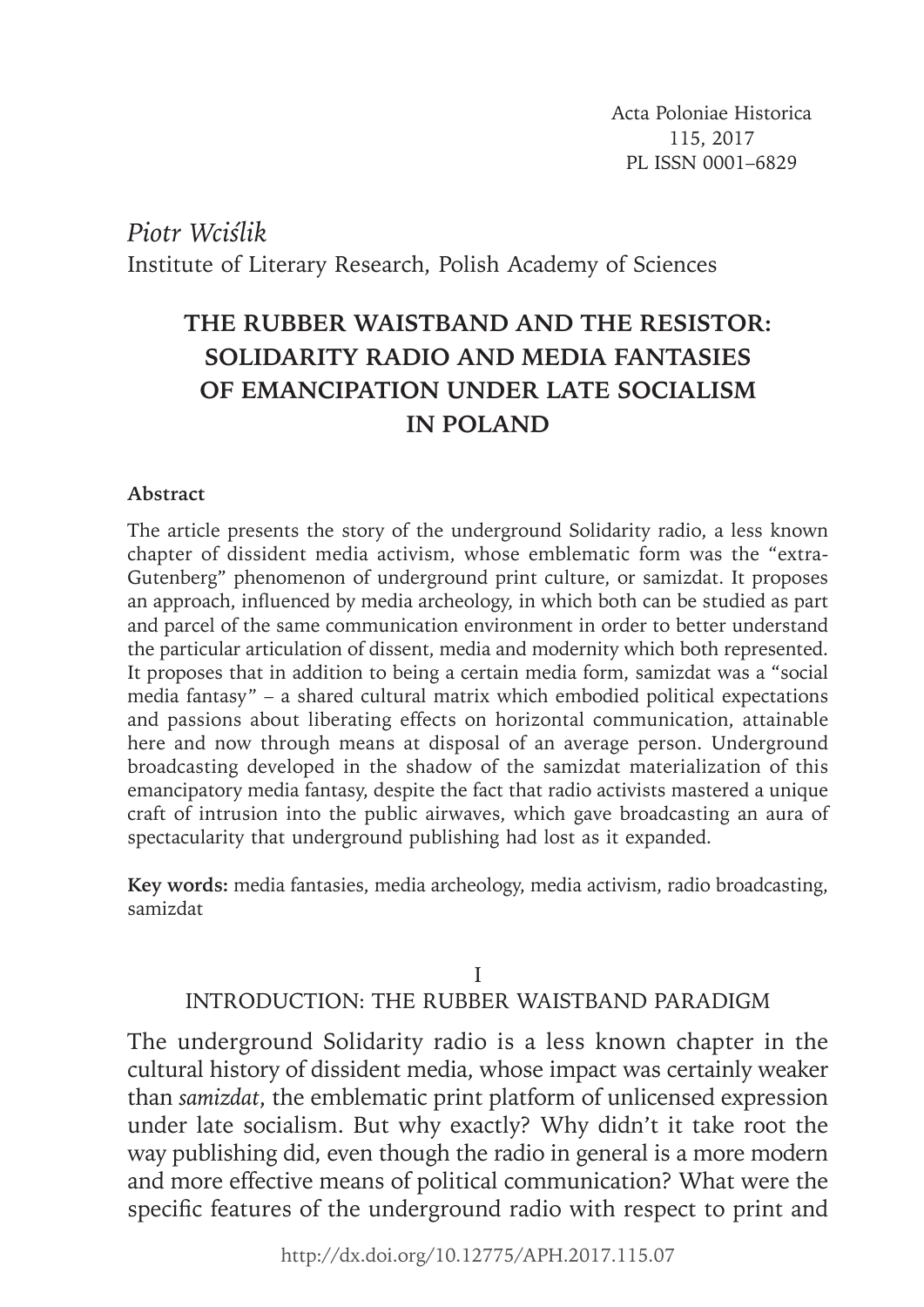Piotr Wciślik
Institute of Literary Research, Polish Academy of Sciences

# THE RUBBER WAISTBAND AND THE RESISTOR: SOLIDARITY RADIO AND MEDIA FANTASIES OF EMANCIPATION UNDER LATE SOCIALISM IN POLAND

**Abstract**

The article presents the story of the underground Solidarity radio, a less known chapter of dissident media activism, whose emblematic form was the "extra-Gutenberg" phenomenon of underground print culture, or samizdat. It proposes an approach, influenced by media archeology, in which both can be studied as part and parcel of the same communication environment in order to better understand the particular articulation of dissent, media and modernity which both represented. It proposes that in addition to being a certain media form, samizdat was a "social media fantasy" – a shared cultural matrix which embodied political expectations and passions about liberating effects on horizontal communication, attainable here and now through means at disposal of an average person. Underground broadcasting developed in the shadow of the samizdat materialization of this emancipatory media fantasy, despite the fact that radio activists mastered a unique craft of intrusion into the public airwaves, which gave broadcasting an aura of spectacularity that underground publishing had lost as it expanded.

**Key words:** media fantasies, media archeology, media activism, radio broadcasting, samizdat

## I
## INTRODUCTION: THE RUBBER WAISTBAND PARADIGM

The underground Solidarity radio is a less known chapter in the cultural history of dissident media, whose impact was certainly weaker than *samizdat*, the emblematic print platform of unlicensed expression under late socialism. But why exactly? Why didn't it take root the way publishing did, even though the radio in general is a more modern and more effective means of political communication? What were the specific features of the underground radio with respect to print and

http://dx.doi.org/10.12775/APH.2017.115.07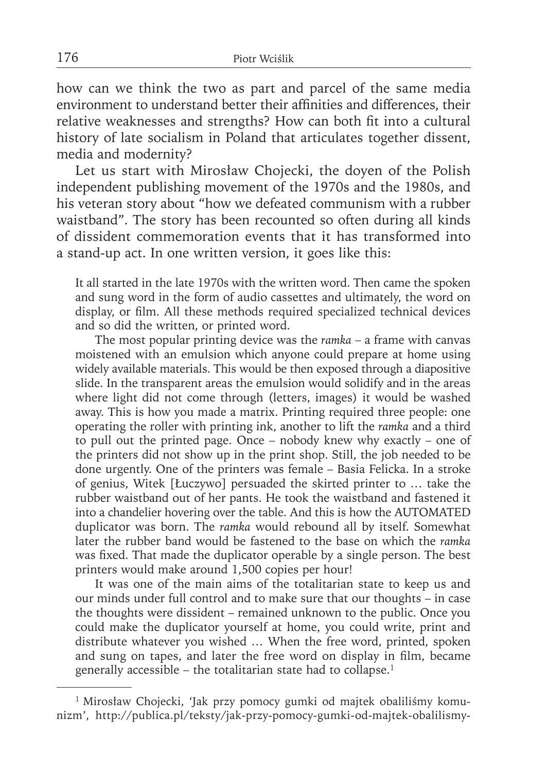how can we think the two as part and parcel of the same media environment to understand better their affinities and differences, their relative weaknesses and strengths? How can both fit into a cultural history of late socialism in Poland that articulates together dissent, media and modernity?

Let us start with Mirosław Chojecki, the doyen of the Polish independent publishing movement of the 1970s and the 1980s, and his veteran story about "how we defeated communism with a rubber waistband". The story has been recounted so often during all kinds of dissident commemoration events that it has transformed into a stand-up act. In one written version, it goes like this:

> It all started in the late 1970s with the written word. Then came the spoken and sung word in the form of audio cassettes and ultimately, the word on display, or film. All these methods required specialized technical devices and so did the written, or printed word.
>
> The most popular printing device was the *ramka* – a frame with canvas moistened with an emulsion which anyone could prepare at home using widely available materials. This would be then exposed through a diapositive slide. In the transparent areas the emulsion would solidify and in the areas where light did not come through (letters, images) it would be washed away. This is how you made a matrix. Printing required three people: one operating the roller with printing ink, another to lift the *ramka* and a third to pull out the printed page. Once – nobody knew why exactly – one of the printers did not show up in the print shop. Still, the job needed to be done urgently. One of the printers was female – Basia Felicka. In a stroke of genius, Witek [Łuczywo] persuaded the skirted printer to … take the rubber waistband out of her pants. He took the waistband and fastened it into a chandelier hovering over the table. And this is how the AUTOMATED duplicator was born. The *ramka* would rebound all by itself. Somewhat later the rubber band would be fastened to the base on which the *ramka* was fixed. That made the duplicator operable by a single person. The best printers would make around 1,500 copies per hour!
>
> It was one of the main aims of the totalitarian state to keep us and our minds under full control and to make sure that our thoughts – in case the thoughts were dissident – remained unknown to the public. Once you could make the duplicator yourself at home, you could write, print and distribute whatever you wished … When the free word, printed, spoken and sung on tapes, and later the free word on display in film, became generally accessible – the totalitarian state had to collapse.[1]

[1] Mirosław Chojecki, 'Jak przy pomocy gumki od majtek obaliliśmy komunizm', http://publica.pl/teksty/jak-przy-pomocy-gumki-od-majtek-obalilismy-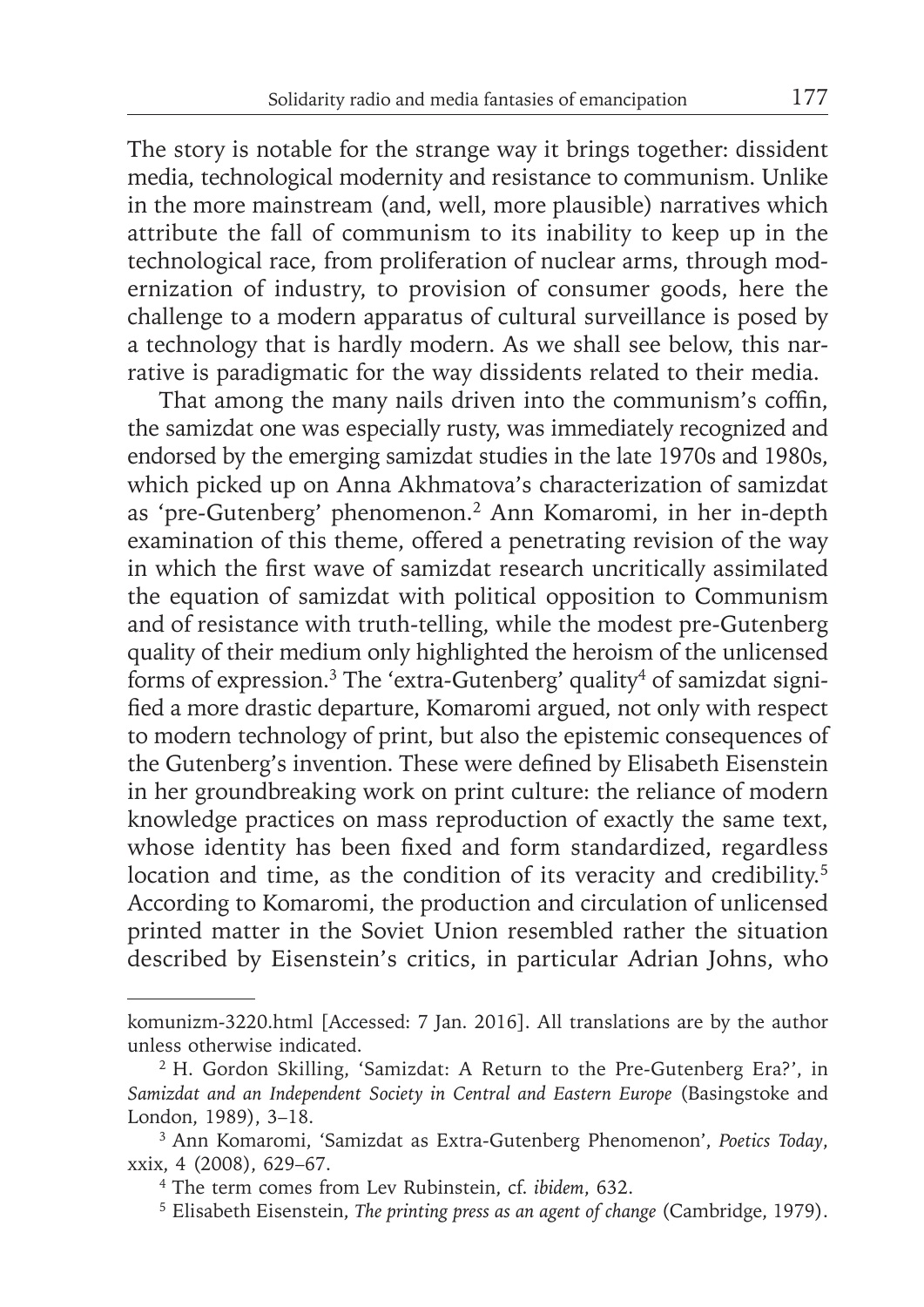The story is notable for the strange way it brings together: dissident media, technological modernity and resistance to communism. Unlike in the more mainstream (and, well, more plausible) narratives which attribute the fall of communism to its inability to keep up in the technological race, from proliferation of nuclear arms, through modernization of industry, to provision of consumer goods, here the challenge to a modern apparatus of cultural surveillance is posed by a technology that is hardly modern. As we shall see below, this narrative is paradigmatic for the way dissidents related to their media.

That among the many nails driven into the communism's coffin, the samizdat one was especially rusty, was immediately recognized and endorsed by the emerging samizdat studies in the late 1970s and 1980s, which picked up on Anna Akhmatova's characterization of samizdat as 'pre-Gutenberg' phenomenon.[2] Ann Komaromi, in her in-depth examination of this theme, offered a penetrating revision of the way in which the first wave of samizdat research uncritically assimilated the equation of samizdat with political opposition to Communism and of resistance with truth-telling, while the modest pre-Gutenberg quality of their medium only highlighted the heroism of the unlicensed forms of expression.[3] The 'extra-Gutenberg' quality[4] of samizdat signified a more drastic departure, Komaromi argued, not only with respect to modern technology of print, but also the epistemic consequences of the Gutenberg's invention. These were defined by Elisabeth Eisenstein in her groundbreaking work on print culture: the reliance of modern knowledge practices on mass reproduction of exactly the same text, whose identity has been fixed and form standardized, regardless location and time, as the condition of its veracity and credibility.[5] According to Komaromi, the production and circulation of unlicensed printed matter in the Soviet Union resembled rather the situation described by Eisenstein's critics, in particular Adrian Johns, who

---

komunizm-3220.html [Accessed: 7 Jan. 2016]. All translations are by the author unless otherwise indicated.

[2] H. Gordon Skilling, 'Samizdat: A Return to the Pre-Gutenberg Era?', in *Samizdat and an Independent Society in Central and Eastern Europe* (Basingstoke and London, 1989), 3–18.

[3] Ann Komaromi, 'Samizdat as Extra-Gutenberg Phenomenon', *Poetics Today*, xxix, 4 (2008), 629–67.

[4] The term comes from Lev Rubinstein, cf. *ibidem*, 632.

[5] Elisabeth Eisenstein, *The printing press as an agent of change* (Cambridge, 1979).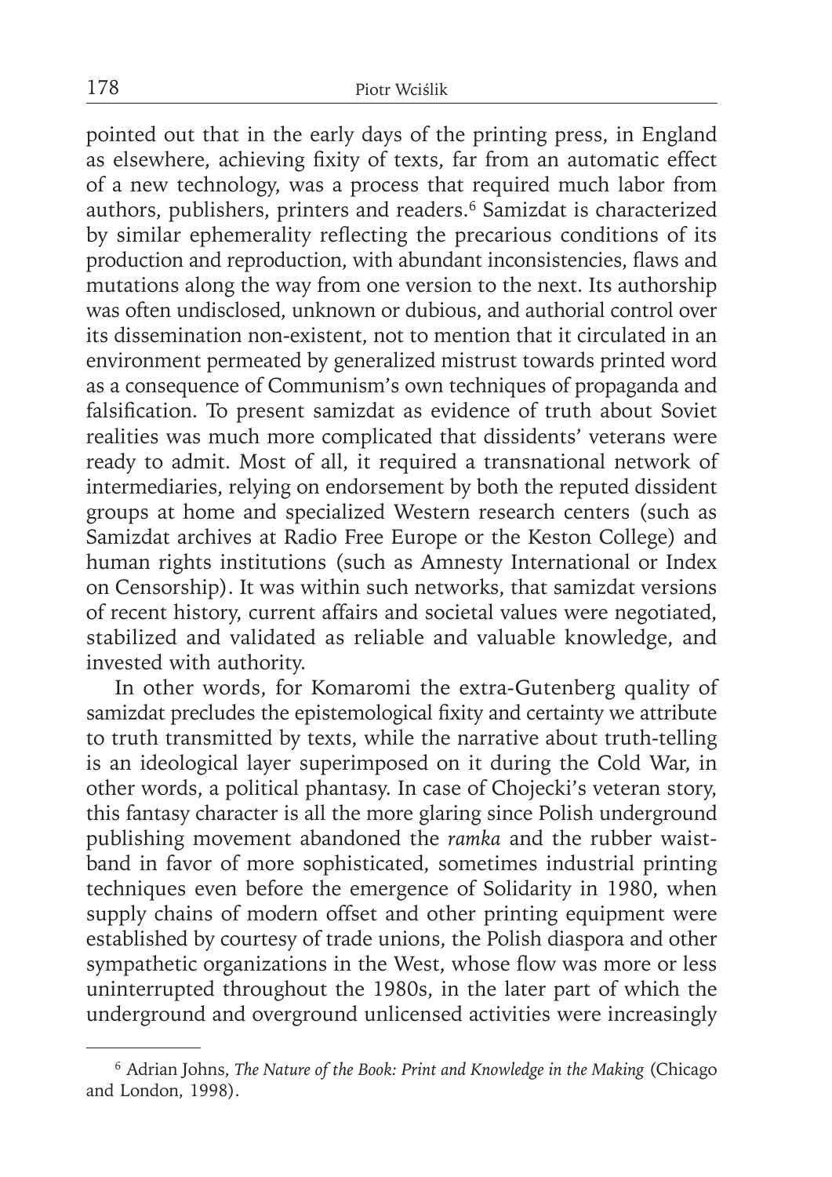pointed out that in the early days of the printing press, in England as elsewhere, achieving fixity of texts, far from an automatic effect of a new technology, was a process that required much labor from authors, publishers, printers and readers.[6] Samizdat is characterized by similar ephemerality reflecting the precarious conditions of its production and reproduction, with abundant inconsistencies, flaws and mutations along the way from one version to the next. Its authorship was often undisclosed, unknown or dubious, and authorial control over its dissemination non-existent, not to mention that it circulated in an environment permeated by generalized mistrust towards printed word as a consequence of Communism's own techniques of propaganda and falsification. To present samizdat as evidence of truth about Soviet realities was much more complicated that dissidents' veterans were ready to admit. Most of all, it required a transnational network of intermediaries, relying on endorsement by both the reputed dissident groups at home and specialized Western research centers (such as Samizdat archives at Radio Free Europe or the Keston College) and human rights institutions (such as Amnesty International or Index on Censorship). It was within such networks, that samizdat versions of recent history, current affairs and societal values were negotiated, stabilized and validated as reliable and valuable knowledge, and invested with authority.

In other words, for Komaromi the extra-Gutenberg quality of samizdat precludes the epistemological fixity and certainty we attribute to truth transmitted by texts, while the narrative about truth-telling is an ideological layer superimposed on it during the Cold War, in other words, a political phantasy. In case of Chojecki's veteran story, this fantasy character is all the more glaring since Polish underground publishing movement abandoned the *ramka* and the rubber waistband in favor of more sophisticated, sometimes industrial printing techniques even before the emergence of Solidarity in 1980, when supply chains of modern offset and other printing equipment were established by courtesy of trade unions, the Polish diaspora and other sympathetic organizations in the West, whose flow was more or less uninterrupted throughout the 1980s, in the later part of which the underground and overground unlicensed activities were increasingly

---

[6] Adrian Johns, *The Nature of the Book: Print and Knowledge in the Making* (Chicago and London, 1998).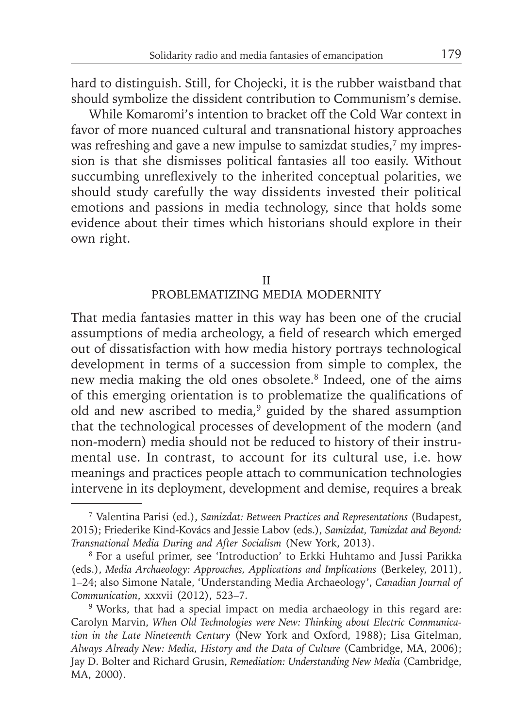hard to distinguish. Still, for Chojecki, it is the rubber waistband that should symbolize the dissident contribution to Communism's demise.

While Komaromi's intention to bracket off the Cold War context in favor of more nuanced cultural and transnational history approaches was refreshing and gave a new impulse to samizdat studies,[7] my impression is that she dismisses political fantasies all too easily. Without succumbing unreflexively to the inherited conceptual polarities, we should study carefully the way dissidents invested their political emotions and passions in media technology, since that holds some evidence about their times which historians should explore in their own right.

## II
## PROBLEMATIZING MEDIA MODERNITY

That media fantasies matter in this way has been one of the crucial assumptions of media archeology, a field of research which emerged out of dissatisfaction with how media history portrays technological development in terms of a succession from simple to complex, the new media making the old ones obsolete.[8] Indeed, one of the aims of this emerging orientation is to problematize the qualifications of old and new ascribed to media,[9] guided by the shared assumption that the technological processes of development of the modern (and non-modern) media should not be reduced to history of their instrumental use. In contrast, to account for its cultural use, i.e. how meanings and practices people attach to communication technologies intervene in its deployment, development and demise, requires a break

---

[7] Valentina Parisi (ed.), *Samizdat: Between Practices and Representations* (Budapest, 2015); Friederike Kind-Kovács and Jessie Labov (eds.), *Samizdat, Tamizdat and Beyond: Transnational Media During and After Socialism* (New York, 2013).

[8] For a useful primer, see 'Introduction' to Erkki Huhtamo and Jussi Parikka (eds.), *Media Archaeology: Approaches, Applications and Implications* (Berkeley, 2011), 1–24; also Simone Natale, 'Understanding Media Archaeology', *Canadian Journal of Communication*, xxxvii (2012), 523–7.

[9] Works, that had a special impact on media archaeology in this regard are: Carolyn Marvin, *When Old Technologies were New: Thinking about Electric Communication in the Late Nineteenth Century* (New York and Oxford, 1988); Lisa Gitelman, *Always Already New: Media, History and the Data of Culture* (Cambridge, MA, 2006); Jay D. Bolter and Richard Grusin, *Remediation: Understanding New Media* (Cambridge, MA, 2000).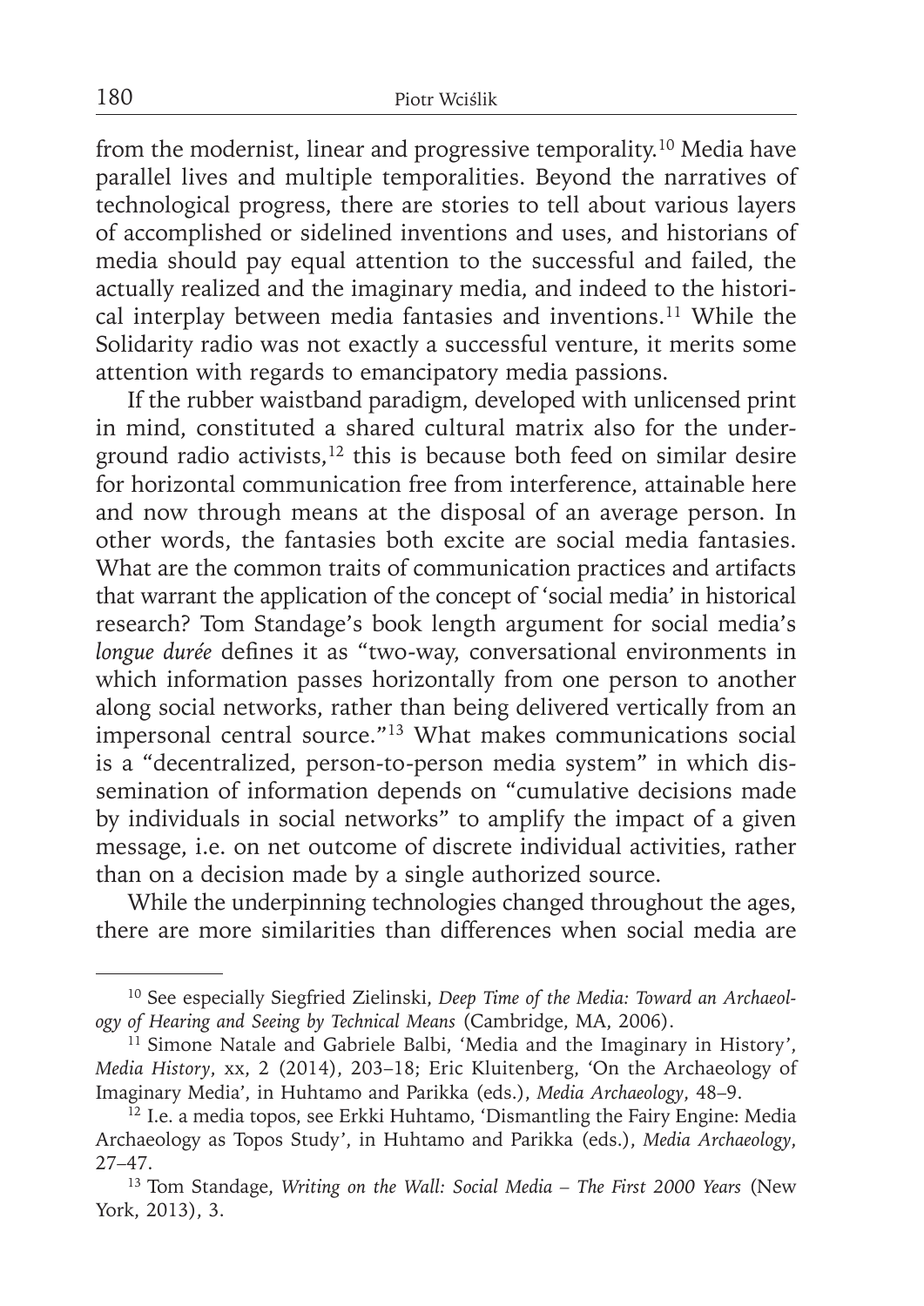from the modernist, linear and progressive temporality.[10] Media have parallel lives and multiple temporalities. Beyond the narratives of technological progress, there are stories to tell about various layers of accomplished or sidelined inventions and uses, and historians of media should pay equal attention to the successful and failed, the actually realized and the imaginary media, and indeed to the historical interplay between media fantasies and inventions.[11] While the Solidarity radio was not exactly a successful venture, it merits some attention with regards to emancipatory media passions.

If the rubber waistband paradigm, developed with unlicensed print in mind, constituted a shared cultural matrix also for the underground radio activists,[12] this is because both feed on similar desire for horizontal communication free from interference, attainable here and now through means at the disposal of an average person. In other words, the fantasies both excite are social media fantasies. What are the common traits of communication practices and artifacts that warrant the application of the concept of 'social media' in historical research? Tom Standage's book length argument for social media's *longue durée* defines it as "two-way, conversational environments in which information passes horizontally from one person to another along social networks, rather than being delivered vertically from an impersonal central source."[13] What makes communications social is a "decentralized, person-to-person media system" in which dissemination of information depends on "cumulative decisions made by individuals in social networks" to amplify the impact of a given message, i.e. on net outcome of discrete individual activities, rather than on a decision made by a single authorized source.

While the underpinning technologies changed throughout the ages, there are more similarities than differences when social media are

---

[10] See especially Siegfried Zielinski, *Deep Time of the Media: Toward an Archaeology of Hearing and Seeing by Technical Means* (Cambridge, MA, 2006).

[11] Simone Natale and Gabriele Balbi, 'Media and the Imaginary in History', *Media History*, xx, 2 (2014), 203–18; Eric Kluitenberg, 'On the Archaeology of Imaginary Media', in Huhtamo and Parikka (eds.), *Media Archaeology*, 48–9.

[12] I.e. a media topos, see Erkki Huhtamo, 'Dismantling the Fairy Engine: Media Archaeology as Topos Study', in Huhtamo and Parikka (eds.), *Media Archaeology*, 27–47.

[13] Tom Standage, *Writing on the Wall: Social Media – The First 2000 Years* (New York, 2013), 3.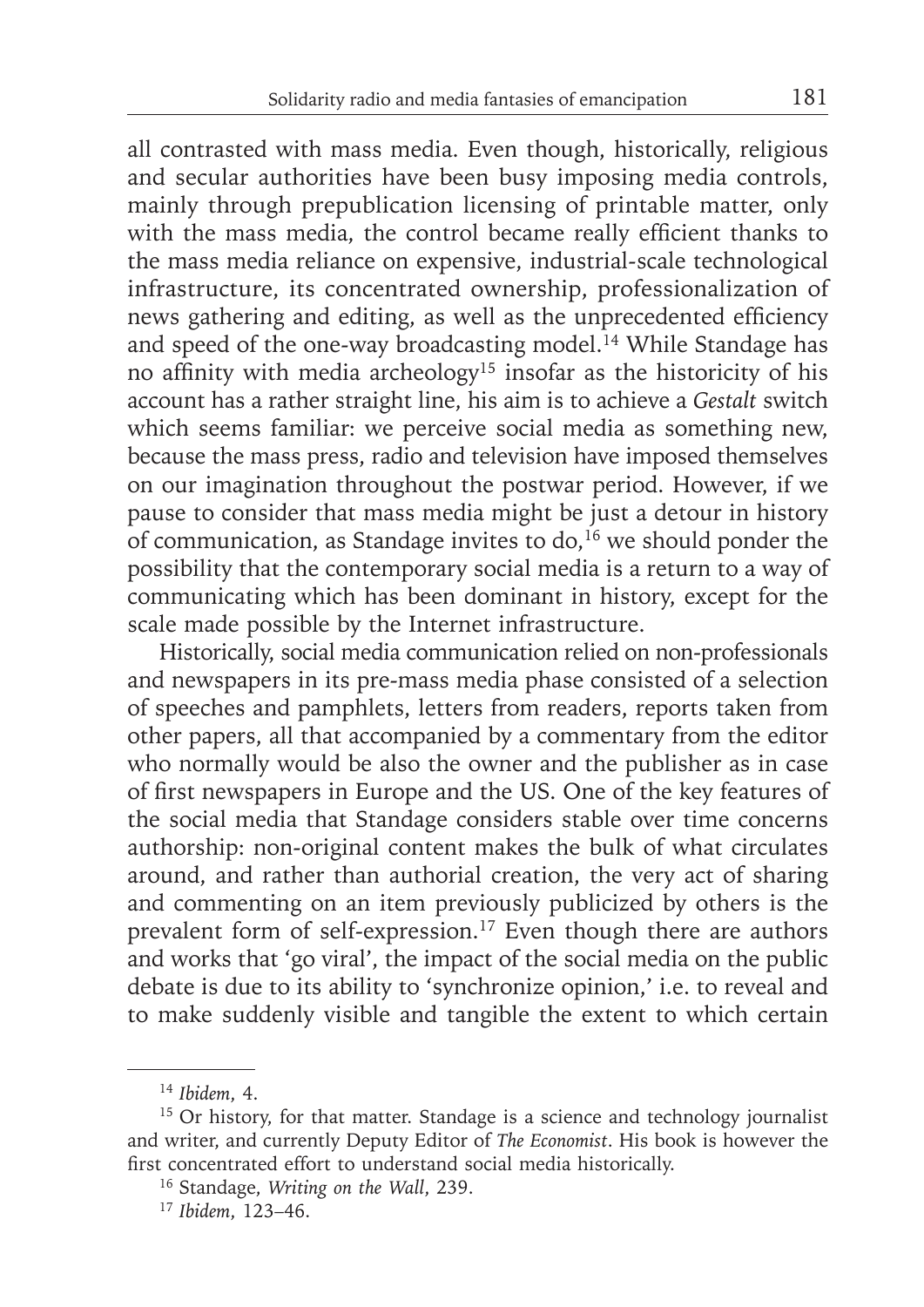all contrasted with mass media. Even though, historically, religious and secular authorities have been busy imposing media controls, mainly through prepublication licensing of printable matter, only with the mass media, the control became really efficient thanks to the mass media reliance on expensive, industrial-scale technological infrastructure, its concentrated ownership, professionalization of news gathering and editing, as well as the unprecedented efficiency and speed of the one-way broadcasting model.[14] While Standage has no affinity with media archeology[15] insofar as the historicity of his account has a rather straight line, his aim is to achieve a *Gestalt* switch which seems familiar: we perceive social media as something new, because the mass press, radio and television have imposed themselves on our imagination throughout the postwar period. However, if we pause to consider that mass media might be just a detour in history of communication, as Standage invites to do,[16] we should ponder the possibility that the contemporary social media is a return to a way of communicating which has been dominant in history, except for the scale made possible by the Internet infrastructure.

Historically, social media communication relied on non-professionals and newspapers in its pre-mass media phase consisted of a selection of speeches and pamphlets, letters from readers, reports taken from other papers, all that accompanied by a commentary from the editor who normally would be also the owner and the publisher as in case of first newspapers in Europe and the US. One of the key features of the social media that Standage considers stable over time concerns authorship: non-original content makes the bulk of what circulates around, and rather than authorial creation, the very act of sharing and commenting on an item previously publicized by others is the prevalent form of self-expression.[17] Even though there are authors and works that 'go viral', the impact of the social media on the public debate is due to its ability to 'synchronize opinion,' i.e. to reveal and to make suddenly visible and tangible the extent to which certain

---

[14] *Ibidem*, 4.

[15] Or history, for that matter. Standage is a science and technology journalist and writer, and currently Deputy Editor of *The Economist*. His book is however the first concentrated effort to understand social media historically.

[16] Standage, *Writing on the Wall*, 239.

[17] *Ibidem*, 123–46.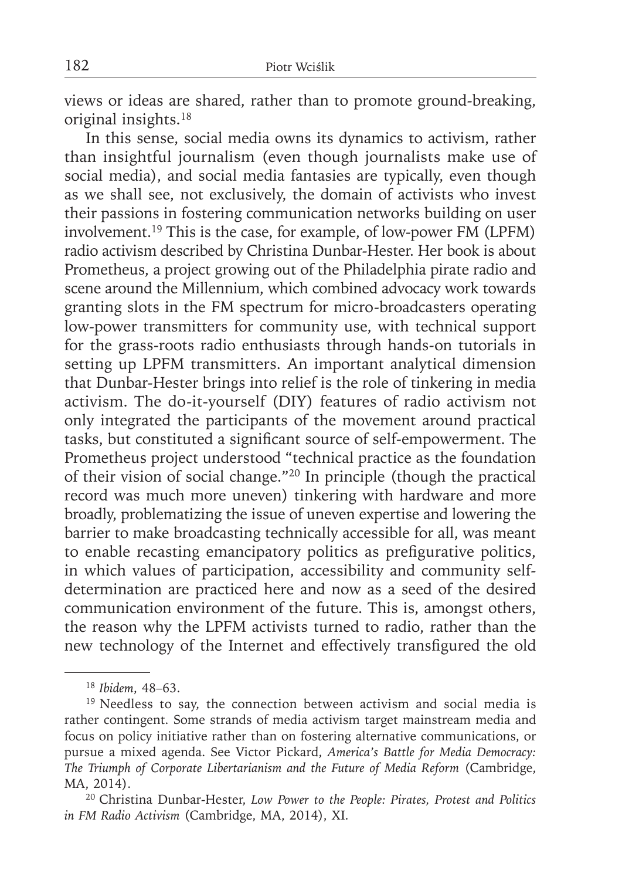views or ideas are shared, rather than to promote ground-breaking, original insights.[18]

In this sense, social media owns its dynamics to activism, rather than insightful journalism (even though journalists make use of social media), and social media fantasies are typically, even though as we shall see, not exclusively, the domain of activists who invest their passions in fostering communication networks building on user involvement.[19] This is the case, for example, of low-power FM (LPFM) radio activism described by Christina Dunbar-Hester. Her book is about Prometheus, a project growing out of the Philadelphia pirate radio and scene around the Millennium, which combined advocacy work towards granting slots in the FM spectrum for micro-broadcasters operating low-power transmitters for community use, with technical support for the grass-roots radio enthusiasts through hands-on tutorials in setting up LPFM transmitters. An important analytical dimension that Dunbar-Hester brings into relief is the role of tinkering in media activism. The do-it-yourself (DIY) features of radio activism not only integrated the participants of the movement around practical tasks, but constituted a significant source of self-empowerment. The Prometheus project understood "technical practice as the foundation of their vision of social change."[20] In principle (though the practical record was much more uneven) tinkering with hardware and more broadly, problematizing the issue of uneven expertise and lowering the barrier to make broadcasting technically accessible for all, was meant to enable recasting emancipatory politics as prefigurative politics, in which values of participation, accessibility and community self-determination are practiced here and now as a seed of the desired communication environment of the future. This is, amongst others, the reason why the LPFM activists turned to radio, rather than the new technology of the Internet and effectively transfigured the old

---

[18] *Ibidem*, 48–63.

[19] Needless to say, the connection between activism and social media is rather contingent. Some strands of media activism target mainstream media and focus on policy initiative rather than on fostering alternative communications, or pursue a mixed agenda. See Victor Pickard, *America's Battle for Media Democracy: The Triumph of Corporate Libertarianism and the Future of Media Reform* (Cambridge, MA, 2014).

[20] Christina Dunbar-Hester, *Low Power to the People: Pirates, Protest and Politics in FM Radio Activism* (Cambridge, MA, 2014), XI.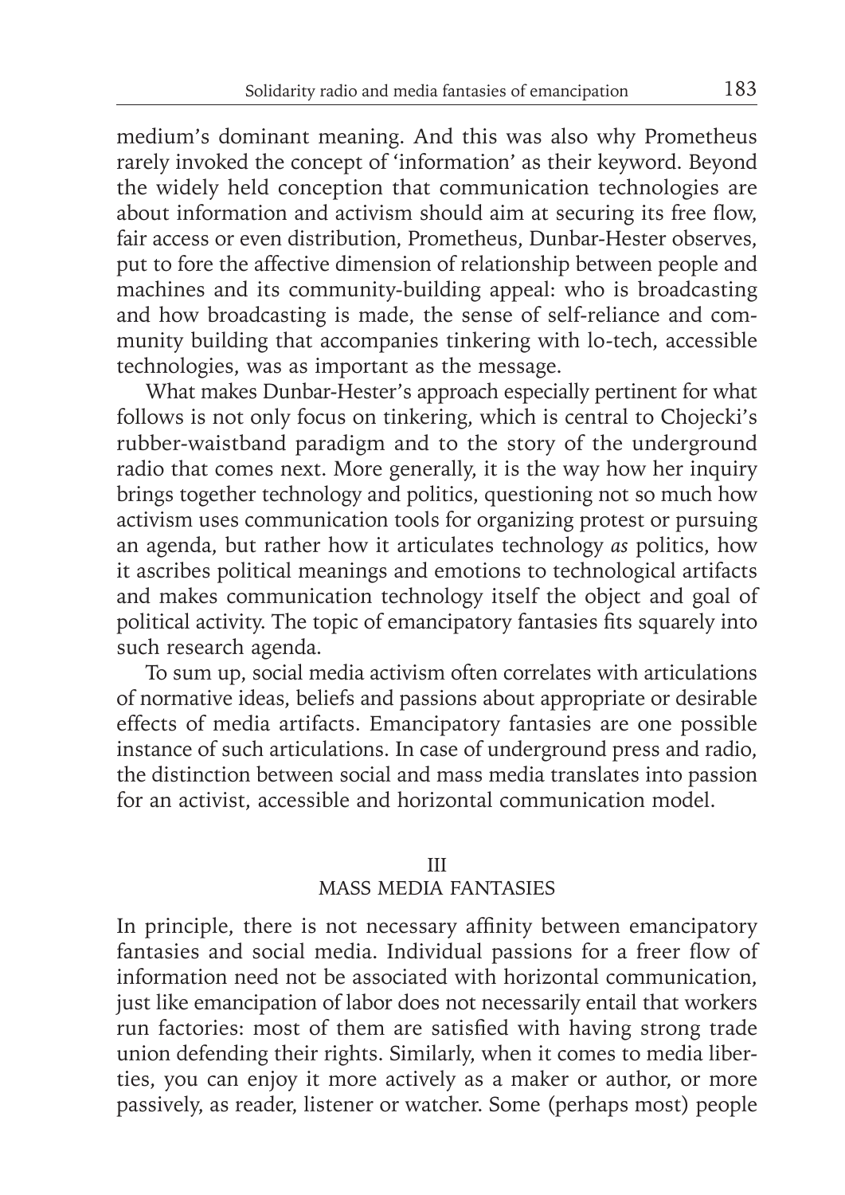medium's dominant meaning. And this was also why Prometheus rarely invoked the concept of 'information' as their keyword. Beyond the widely held conception that communication technologies are about information and activism should aim at securing its free flow, fair access or even distribution, Prometheus, Dunbar-Hester observes, put to fore the affective dimension of relationship between people and machines and its community-building appeal: who is broadcasting and how broadcasting is made, the sense of self-reliance and community building that accompanies tinkering with lo-tech, accessible technologies, was as important as the message.

What makes Dunbar-Hester's approach especially pertinent for what follows is not only focus on tinkering, which is central to Chojecki's rubber-waistband paradigm and to the story of the underground radio that comes next. More generally, it is the way how her inquiry brings together technology and politics, questioning not so much how activism uses communication tools for organizing protest or pursuing an agenda, but rather how it articulates technology *as* politics, how it ascribes political meanings and emotions to technological artifacts and makes communication technology itself the object and goal of political activity. The topic of emancipatory fantasies fits squarely into such research agenda.

To sum up, social media activism often correlates with articulations of normative ideas, beliefs and passions about appropriate or desirable effects of media artifacts. Emancipatory fantasies are one possible instance of such articulations. In case of underground press and radio, the distinction between social and mass media translates into passion for an activist, accessible and horizontal communication model.

## III
## MASS MEDIA FANTASIES

In principle, there is not necessary affinity between emancipatory fantasies and social media. Individual passions for a freer flow of information need not be associated with horizontal communication, just like emancipation of labor does not necessarily entail that workers run factories: most of them are satisfied with having strong trade union defending their rights. Similarly, when it comes to media liberties, you can enjoy it more actively as a maker or author, or more passively, as reader, listener or watcher. Some (perhaps most) people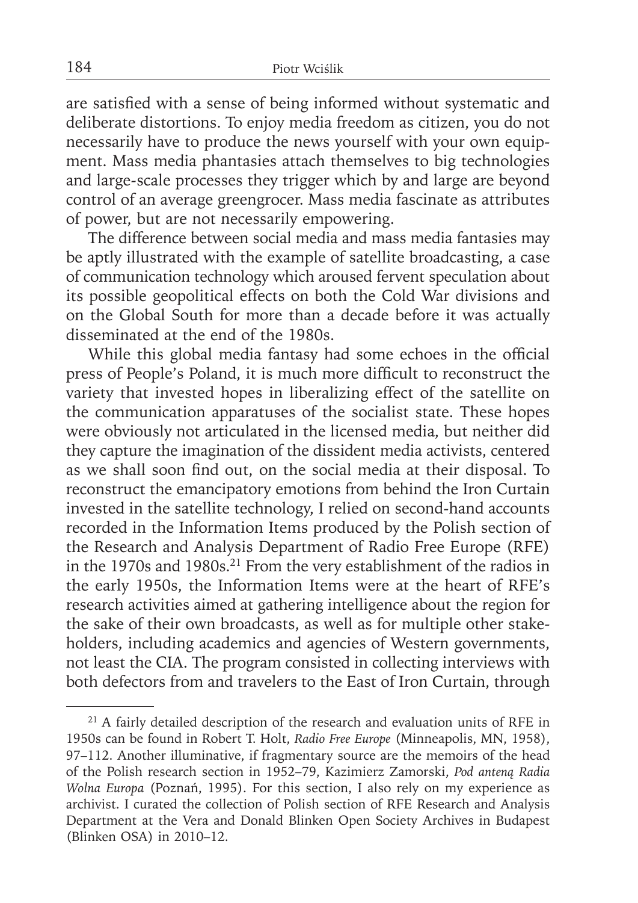are satisfied with a sense of being informed without systematic and deliberate distortions. To enjoy media freedom as citizen, you do not necessarily have to produce the news yourself with your own equipment. Mass media phantasies attach themselves to big technologies and large-scale processes they trigger which by and large are beyond control of an average greengrocer. Mass media fascinate as attributes of power, but are not necessarily empowering.

The difference between social media and mass media fantasies may be aptly illustrated with the example of satellite broadcasting, a case of communication technology which aroused fervent speculation about its possible geopolitical effects on both the Cold War divisions and on the Global South for more than a decade before it was actually disseminated at the end of the 1980s.

While this global media fantasy had some echoes in the official press of People's Poland, it is much more difficult to reconstruct the variety that invested hopes in liberalizing effect of the satellite on the communication apparatuses of the socialist state. These hopes were obviously not articulated in the licensed media, but neither did they capture the imagination of the dissident media activists, centered as we shall soon find out, on the social media at their disposal. To reconstruct the emancipatory emotions from behind the Iron Curtain invested in the satellite technology, I relied on second-hand accounts recorded in the Information Items produced by the Polish section of the Research and Analysis Department of Radio Free Europe (RFE) in the 1970s and 1980s.[21] From the very establishment of the radios in the early 1950s, the Information Items were at the heart of RFE's research activities aimed at gathering intelligence about the region for the sake of their own broadcasts, as well as for multiple other stakeholders, including academics and agencies of Western governments, not least the CIA. The program consisted in collecting interviews with both defectors from and travelers to the East of Iron Curtain, through

[21] A fairly detailed description of the research and evaluation units of RFE in 1950s can be found in Robert T. Holt, *Radio Free Europe* (Minneapolis, MN, 1958), 97–112. Another illuminative, if fragmentary source are the memoirs of the head of the Polish research section in 1952–79, Kazimierz Zamorski, *Pod anteną Radia Wolna Europa* (Poznań, 1995). For this section, I also rely on my experience as archivist. I curated the collection of Polish section of RFE Research and Analysis Department at the Vera and Donald Blinken Open Society Archives in Budapest (Blinken OSA) in 2010–12.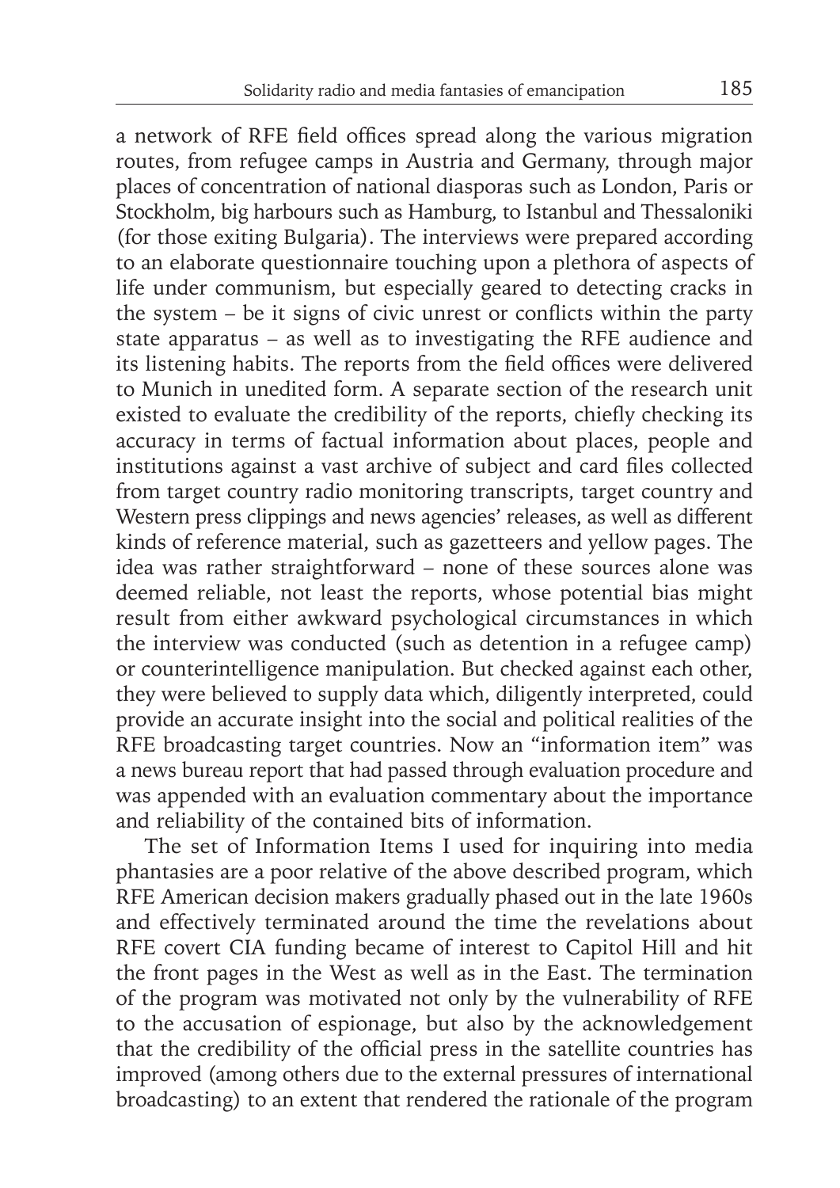a network of RFE field offices spread along the various migration routes, from refugee camps in Austria and Germany, through major places of concentration of national diasporas such as London, Paris or Stockholm, big harbours such as Hamburg, to Istanbul and Thessaloniki (for those exiting Bulgaria). The interviews were prepared according to an elaborate questionnaire touching upon a plethora of aspects of life under communism, but especially geared to detecting cracks in the system – be it signs of civic unrest or conflicts within the party state apparatus – as well as to investigating the RFE audience and its listening habits. The reports from the field offices were delivered to Munich in unedited form. A separate section of the research unit existed to evaluate the credibility of the reports, chiefly checking its accuracy in terms of factual information about places, people and institutions against a vast archive of subject and card files collected from target country radio monitoring transcripts, target country and Western press clippings and news agencies' releases, as well as different kinds of reference material, such as gazetteers and yellow pages. The idea was rather straightforward – none of these sources alone was deemed reliable, not least the reports, whose potential bias might result from either awkward psychological circumstances in which the interview was conducted (such as detention in a refugee camp) or counterintelligence manipulation. But checked against each other, they were believed to supply data which, diligently interpreted, could provide an accurate insight into the social and political realities of the RFE broadcasting target countries. Now an "information item" was a news bureau report that had passed through evaluation procedure and was appended with an evaluation commentary about the importance and reliability of the contained bits of information.

The set of Information Items I used for inquiring into media phantasies are a poor relative of the above described program, which RFE American decision makers gradually phased out in the late 1960s and effectively terminated around the time the revelations about RFE covert CIA funding became of interest to Capitol Hill and hit the front pages in the West as well as in the East. The termination of the program was motivated not only by the vulnerability of RFE to the accusation of espionage, but also by the acknowledgement that the credibility of the official press in the satellite countries has improved (among others due to the external pressures of international broadcasting) to an extent that rendered the rationale of the program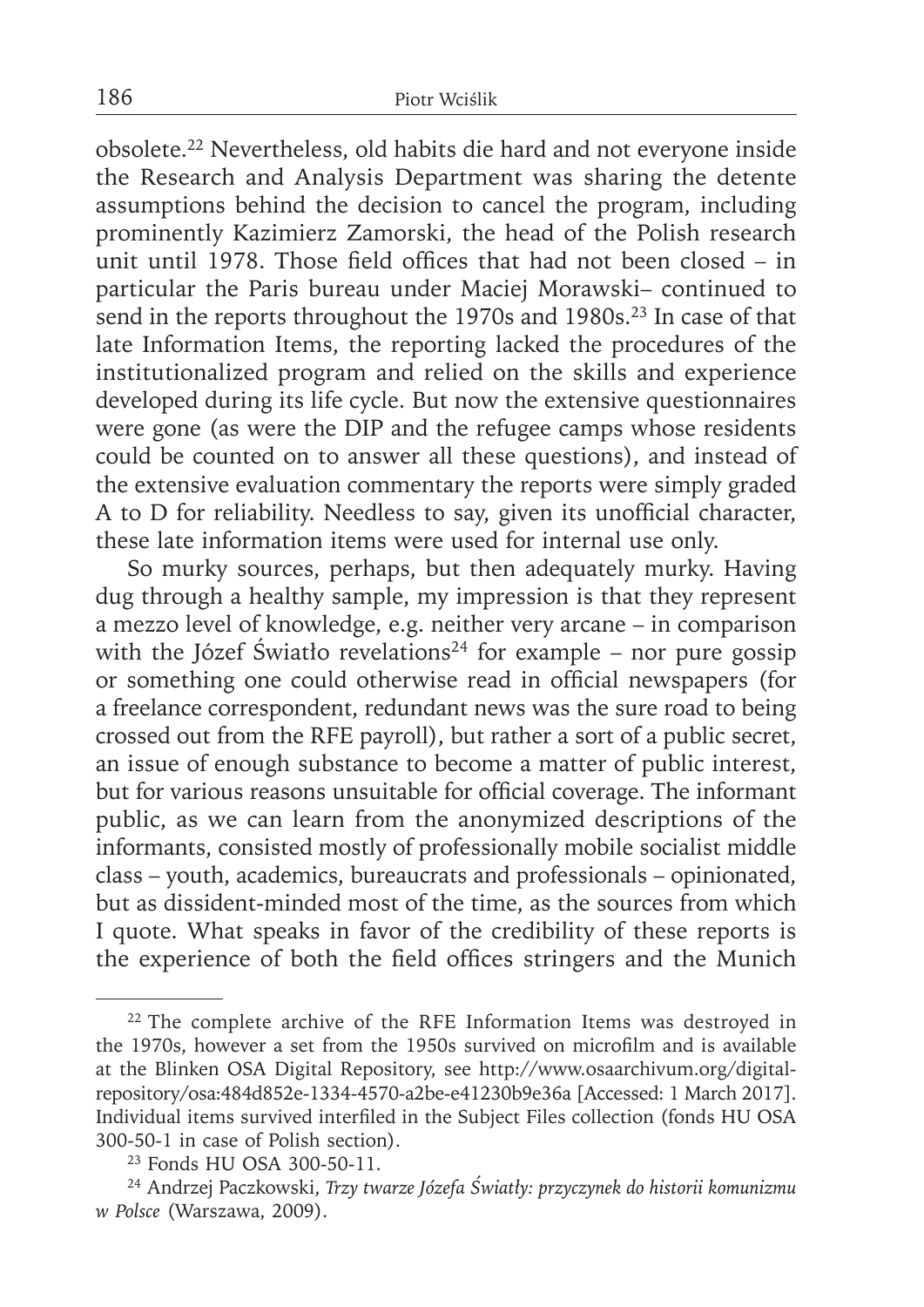obsolete.[22] Nevertheless, old habits die hard and not everyone inside the Research and Analysis Department was sharing the detente assumptions behind the decision to cancel the program, including prominently Kazimierz Zamorski, the head of the Polish research unit until 1978. Those field offices that had not been closed – in particular the Paris bureau under Maciej Morawski– continued to send in the reports throughout the 1970s and 1980s.[23] In case of that late Information Items, the reporting lacked the procedures of the institutionalized program and relied on the skills and experience developed during its life cycle. But now the extensive questionnaires were gone (as were the DIP and the refugee camps whose residents could be counted on to answer all these questions), and instead of the extensive evaluation commentary the reports were simply graded A to D for reliability. Needless to say, given its unofficial character, these late information items were used for internal use only.

So murky sources, perhaps, but then adequately murky. Having dug through a healthy sample, my impression is that they represent a mezzo level of knowledge, e.g. neither very arcane – in comparison with the Józef Światło revelations[24] for example – nor pure gossip or something one could otherwise read in official newspapers (for a freelance correspondent, redundant news was the sure road to being crossed out from the RFE payroll), but rather a sort of a public secret, an issue of enough substance to become a matter of public interest, but for various reasons unsuitable for official coverage. The informant public, as we can learn from the anonymized descriptions of the informants, consisted mostly of professionally mobile socialist middle class – youth, academics, bureaucrats and professionals – opinionated, but as dissident-minded most of the time, as the sources from which I quote. What speaks in favor of the credibility of these reports is the experience of both the field offices stringers and the Munich

---

[22] The complete archive of the RFE Information Items was destroyed in the 1970s, however a set from the 1950s survived on microfilm and is available at the Blinken OSA Digital Repository, see http://www.osaarchivum.org/digital-repository/osa:484d852e-1334-4570-a2be-e41230b9e36a [Accessed: 1 March 2017]. Individual items survived interfiled in the Subject Files collection (fonds HU OSA 300-50-1 in case of Polish section).

[23] Fonds HU OSA 300-50-11.

[24] Andrzej Paczkowski, *Trzy twarze Józefa Światły: przyczynek do historii komunizmu w Polsce* (Warszawa, 2009).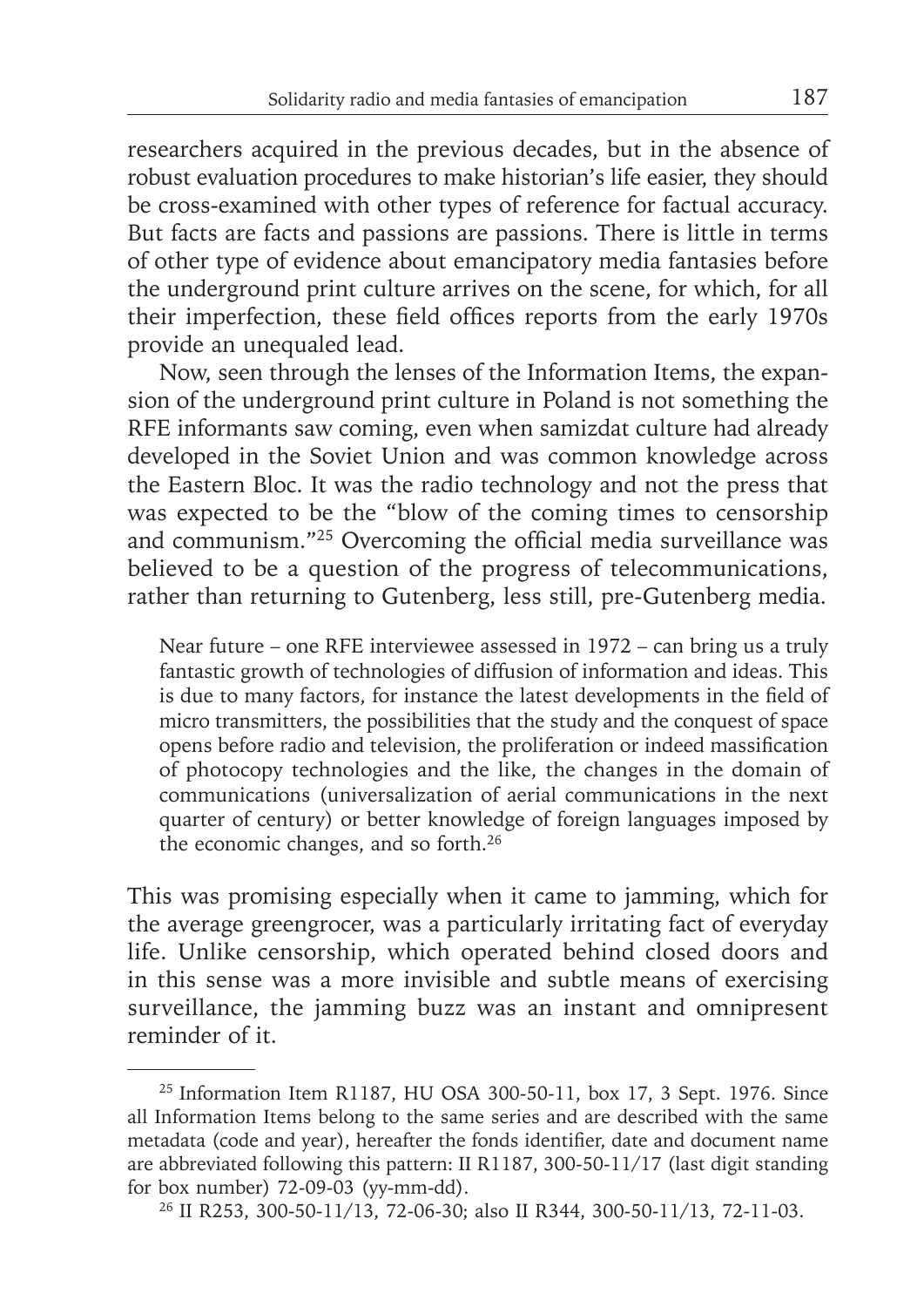researchers acquired in the previous decades, but in the absence of robust evaluation procedures to make historian's life easier, they should be cross-examined with other types of reference for factual accuracy. But facts are facts and passions are passions. There is little in terms of other type of evidence about emancipatory media fantasies before the underground print culture arrives on the scene, for which, for all their imperfection, these field offices reports from the early 1970s provide an unequaled lead.

Now, seen through the lenses of the Information Items, the expansion of the underground print culture in Poland is not something the RFE informants saw coming, even when samizdat culture had already developed in the Soviet Union and was common knowledge across the Eastern Bloc. It was the radio technology and not the press that was expected to be the "blow of the coming times to censorship and communism."[25] Overcoming the official media surveillance was believed to be a question of the progress of telecommunications, rather than returning to Gutenberg, less still, pre-Gutenberg media.

> Near future – one RFE interviewee assessed in 1972 – can bring us a truly fantastic growth of technologies of diffusion of information and ideas. This is due to many factors, for instance the latest developments in the field of micro transmitters, the possibilities that the study and the conquest of space opens before radio and television, the proliferation or indeed massification of photocopy technologies and the like, the changes in the domain of communications (universalization of aerial communications in the next quarter of century) or better knowledge of foreign languages imposed by the economic changes, and so forth.[26]

This was promising especially when it came to jamming, which for the average greengrocer, was a particularly irritating fact of everyday life. Unlike censorship, which operated behind closed doors and in this sense was a more invisible and subtle means of exercising surveillance, the jamming buzz was an instant and omnipresent reminder of it.

---

[25] Information Item R1187, HU OSA 300-50-11, box 17, 3 Sept. 1976. Since all Information Items belong to the same series and are described with the same metadata (code and year), hereafter the fonds identifier, date and document name are abbreviated following this pattern: II R1187, 300-50-11/17 (last digit standing for box number) 72-09-03 (yy-mm-dd).

[26] II R253, 300-50-11/13, 72-06-30; also II R344, 300-50-11/13, 72-11-03.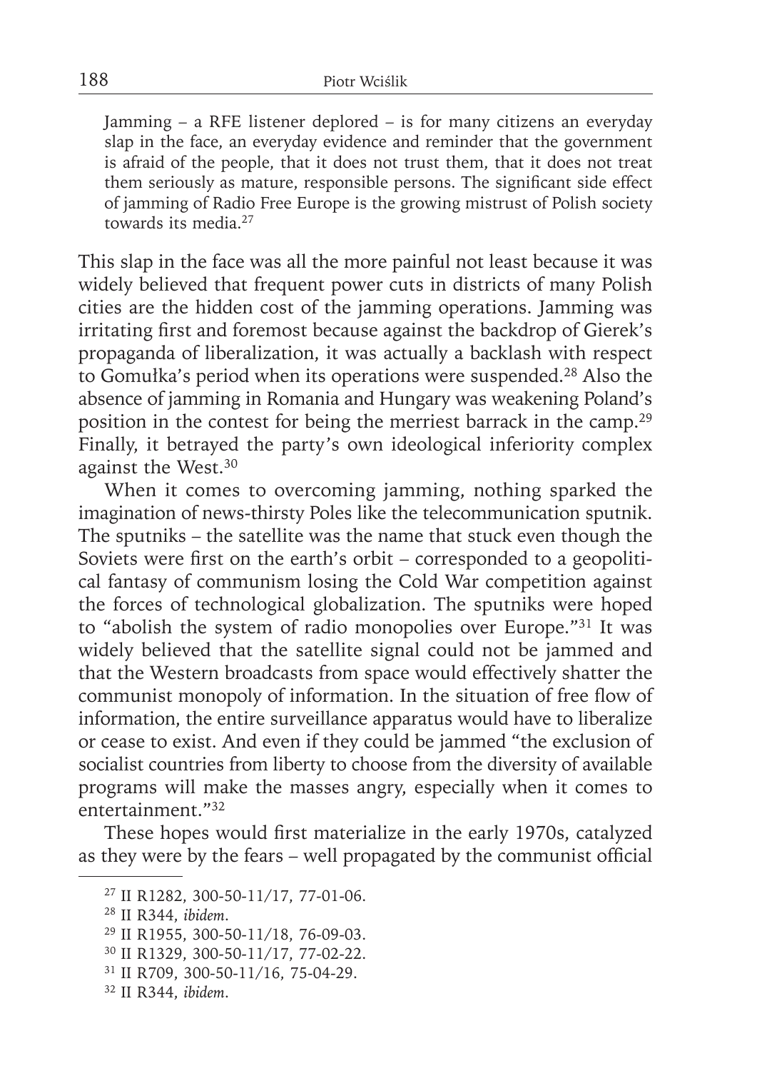> Jamming – a RFE listener deplored – is for many citizens an everyday slap in the face, an everyday evidence and reminder that the government is afraid of the people, that it does not trust them, that it does not treat them seriously as mature, responsible persons. The significant side effect of jamming of Radio Free Europe is the growing mistrust of Polish society towards its media.[27]

This slap in the face was all the more painful not least because it was widely believed that frequent power cuts in districts of many Polish cities are the hidden cost of the jamming operations. Jamming was irritating first and foremost because against the backdrop of Gierek's propaganda of liberalization, it was actually a backlash with respect to Gomułka's period when its operations were suspended.[28] Also the absence of jamming in Romania and Hungary was weakening Poland's position in the contest for being the merriest barrack in the camp.[29] Finally, it betrayed the party's own ideological inferiority complex against the West.[30]

When it comes to overcoming jamming, nothing sparked the imagination of news-thirsty Poles like the telecommunication sputnik. The sputniks – the satellite was the name that stuck even though the Soviets were first on the earth's orbit – corresponded to a geopolitical fantasy of communism losing the Cold War competition against the forces of technological globalization. The sputniks were hoped to "abolish the system of radio monopolies over Europe."[31] It was widely believed that the satellite signal could not be jammed and that the Western broadcasts from space would effectively shatter the communist monopoly of information. In the situation of free flow of information, the entire surveillance apparatus would have to liberalize or cease to exist. And even if they could be jammed "the exclusion of socialist countries from liberty to choose from the diversity of available programs will make the masses angry, especially when it comes to entertainment."[32]

These hopes would first materialize in the early 1970s, catalyzed as they were by the fears – well propagated by the communist official

---

[27] II R1282, 300-50-11/17, 77-01-06.

[28] II R344, *ibidem*.

[29] II R1955, 300-50-11/18, 76-09-03.

[30] II R1329, 300-50-11/17, 77-02-22.

[31] II R709, 300-50-11/16, 75-04-29.

[32] II R344, *ibidem*.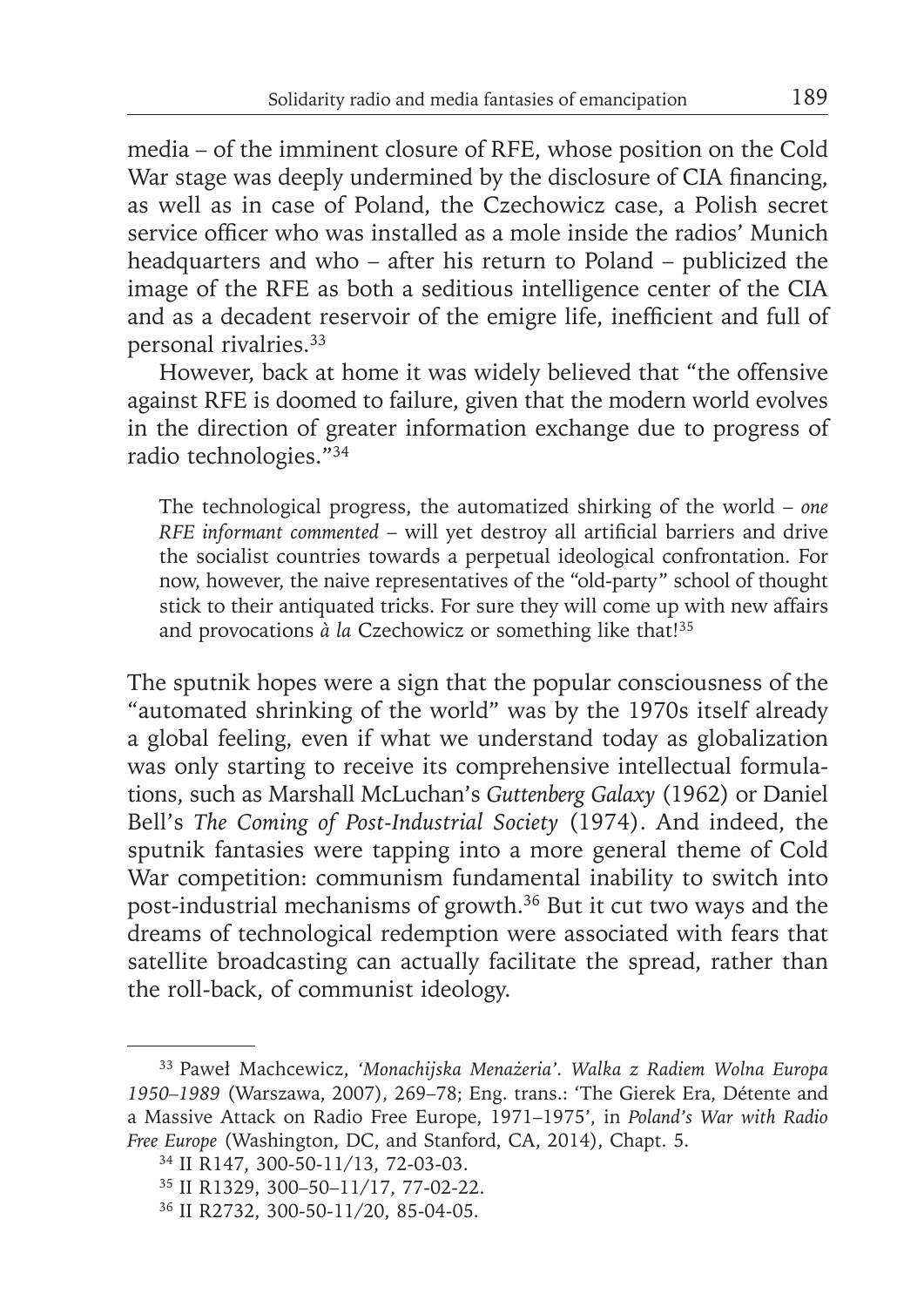media – of the imminent closure of RFE, whose position on the Cold War stage was deeply undermined by the disclosure of CIA financing, as well as in case of Poland, the Czechowicz case, a Polish secret service officer who was installed as a mole inside the radios' Munich headquarters and who – after his return to Poland – publicized the image of the RFE as both a seditious intelligence center of the CIA and as a decadent reservoir of the emigre life, inefficient and full of personal rivalries.[33]

However, back at home it was widely believed that "the offensive against RFE is doomed to failure, given that the modern world evolves in the direction of greater information exchange due to progress of radio technologies."[34]

> The technological progress, the automatized shirking of the world – *one RFE informant commented* – will yet destroy all artificial barriers and drive the socialist countries towards a perpetual ideological confrontation. For now, however, the naive representatives of the "old-party" school of thought stick to their antiquated tricks. For sure they will come up with new affairs and provocations *à la* Czechowicz or something like that![35]

The sputnik hopes were a sign that the popular consciousness of the "automated shrinking of the world" was by the 1970s itself already a global feeling, even if what we understand today as globalization was only starting to receive its comprehensive intellectual formulations, such as Marshall McLuchan's *Guttenberg Galaxy* (1962) or Daniel Bell's *The Coming of Post-Industrial Society* (1974). And indeed, the sputnik fantasies were tapping into a more general theme of Cold War competition: communism fundamental inability to switch into post-industrial mechanisms of growth.[36] But it cut two ways and the dreams of technological redemption were associated with fears that satellite broadcasting can actually facilitate the spread, rather than the roll-back, of communist ideology.

---

[33] Paweł Machcewicz, *'Monachijska Menażeria'. Walka z Radiem Wolna Europa 1950–1989* (Warszawa, 2007), 269–78; Eng. trans.: 'The Gierek Era, Détente and a Massive Attack on Radio Free Europe, 1971–1975', in *Poland's War with Radio Free Europe* (Washington, DC, and Stanford, CA, 2014), Chapt. 5.

[34] II R147, 300-50-11/13, 72-03-03.

[35] II R1329, 300–50–11/17, 77-02-22.

[36] II R2732, 300-50-11/20, 85-04-05.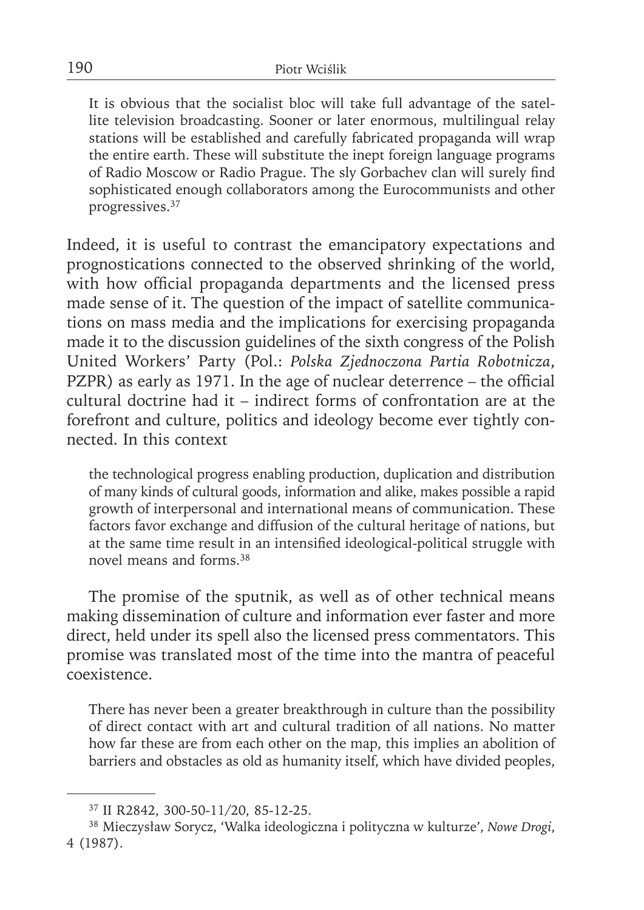> It is obvious that the socialist bloc will take full advantage of the satellite television broadcasting. Sooner or later enormous, multilingual relay stations will be established and carefully fabricated propaganda will wrap the entire earth. These will substitute the inept foreign language programs of Radio Moscow or Radio Prague. The sly Gorbachev clan will surely find sophisticated enough collaborators among the Eurocommunists and other progressives.[37]

Indeed, it is useful to contrast the emancipatory expectations and prognostications connected to the observed shrinking of the world, with how official propaganda departments and the licensed press made sense of it. The question of the impact of satellite communications on mass media and the implications for exercising propaganda made it to the discussion guidelines of the sixth congress of the Polish United Workers' Party (Pol.: *Polska Zjednoczona Partia Robotnicza*, PZPR) as early as 1971. In the age of nuclear deterrence – the official cultural doctrine had it – indirect forms of confrontation are at the forefront and culture, politics and ideology become ever tightly connected. In this context

> the technological progress enabling production, duplication and distribution of many kinds of cultural goods, information and alike, makes possible a rapid growth of interpersonal and international means of communication. These factors favor exchange and diffusion of the cultural heritage of nations, but at the same time result in an intensified ideological-political struggle with novel means and forms.[38]

The promise of the sputnik, as well as of other technical means making dissemination of culture and information ever faster and more direct, held under its spell also the licensed press commentators. This promise was translated most of the time into the mantra of peaceful coexistence.

> There has never been a greater breakthrough in culture than the possibility of direct contact with art and cultural tradition of all nations. No matter how far these are from each other on the map, this implies an abolition of barriers and obstacles as old as humanity itself, which have divided peoples,

---

[37] II R2842, 300-50-11/20, 85-12-25.

[38] Mieczysław Sorycz, 'Walka ideologiczna i polityczna w kulturze', *Nowe Drogi*, 4 (1987).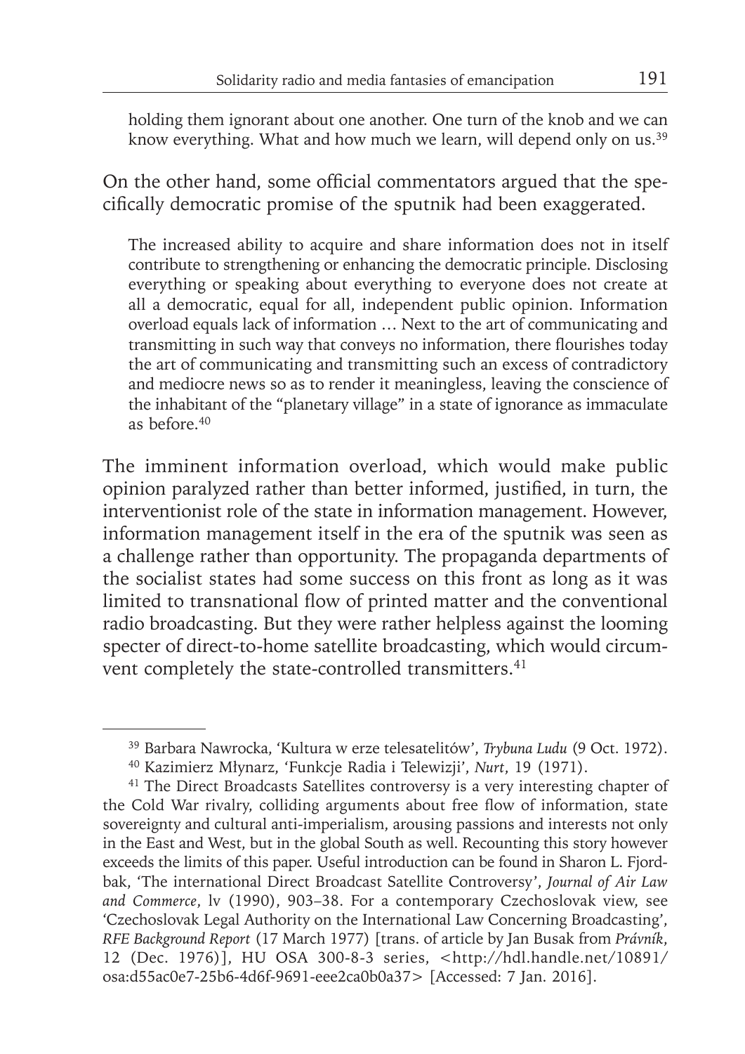> holding them ignorant about one another. One turn of the knob and we can know everything. What and how much we learn, will depend only on us.[39]

On the other hand, some official commentators argued that the specifically democratic promise of the sputnik had been exaggerated.

> The increased ability to acquire and share information does not in itself contribute to strengthening or enhancing the democratic principle. Disclosing everything or speaking about everything to everyone does not create at all a democratic, equal for all, independent public opinion. Information overload equals lack of information … Next to the art of communicating and transmitting in such way that conveys no information, there flourishes today the art of communicating and transmitting such an excess of contradictory and mediocre news so as to render it meaningless, leaving the conscience of the inhabitant of the "planetary village" in a state of ignorance as immaculate as before.[40]

The imminent information overload, which would make public opinion paralyzed rather than better informed, justified, in turn, the interventionist role of the state in information management. However, information management itself in the era of the sputnik was seen as a challenge rather than opportunity. The propaganda departments of the socialist states had some success on this front as long as it was limited to transnational flow of printed matter and the conventional radio broadcasting. But they were rather helpless against the looming specter of direct-to-home satellite broadcasting, which would circumvent completely the state-controlled transmitters.[41]

---

[39] Barbara Nawrocka, 'Kultura w erze telesatelitów', *Trybuna Ludu* (9 Oct. 1972).

[40] Kazimierz Młynarz, 'Funkcje Radia i Telewizji', *Nurt*, 19 (1971).

[41] The Direct Broadcasts Satellites controversy is a very interesting chapter of the Cold War rivalry, colliding arguments about free flow of information, state sovereignty and cultural anti-imperialism, arousing passions and interests not only in the East and West, but in the global South as well. Recounting this story however exceeds the limits of this paper. Useful introduction can be found in Sharon L. Fjordbak, 'The international Direct Broadcast Satellite Controversy', *Journal of Air Law and Commerce*, lv (1990), 903–38. For a contemporary Czechoslovak view, see 'Czechoslovak Legal Authority on the International Law Concerning Broadcasting', *RFE Background Report* (17 March 1977) [trans. of article by Jan Busak from *Právník*, 12 (Dec. 1976)], HU OSA 300-8-3 series, <http://hdl.handle.net/10891/osa:d55ac0e7-25b6-4d6f-9691-eee2ca0b0a37> [Accessed: 7 Jan. 2016].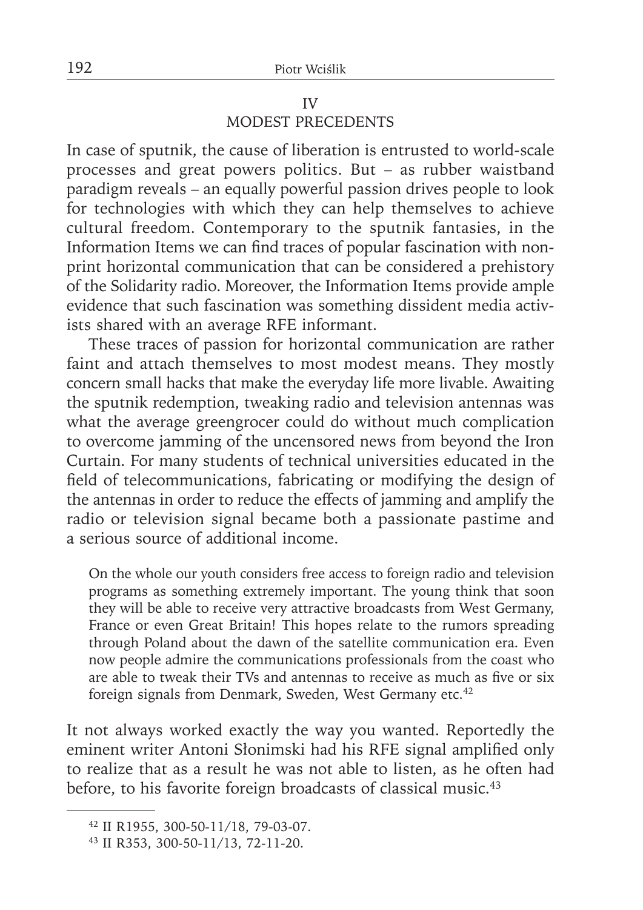## IV
## MODEST PRECEDENTS

In case of sputnik, the cause of liberation is entrusted to world-scale processes and great powers politics. But – as rubber waistband paradigm reveals – an equally powerful passion drives people to look for technologies with which they can help themselves to achieve cultural freedom. Contemporary to the sputnik fantasies, in the Information Items we can find traces of popular fascination with non-print horizontal communication that can be considered a prehistory of the Solidarity radio. Moreover, the Information Items provide ample evidence that such fascination was something dissident media activists shared with an average RFE informant.

These traces of passion for horizontal communication are rather faint and attach themselves to most modest means. They mostly concern small hacks that make the everyday life more livable. Awaiting the sputnik redemption, tweaking radio and television antennas was what the average greengrocer could do without much complication to overcome jamming of the uncensored news from beyond the Iron Curtain. For many students of technical universities educated in the field of telecommunications, fabricating or modifying the design of the antennas in order to reduce the effects of jamming and amplify the radio or television signal became both a passionate pastime and a serious source of additional income.

> On the whole our youth considers free access to foreign radio and television programs as something extremely important. The young think that soon they will be able to receive very attractive broadcasts from West Germany, France or even Great Britain! This hopes relate to the rumors spreading through Poland about the dawn of the satellite communication era. Even now people admire the communications professionals from the coast who are able to tweak their TVs and antennas to receive as much as five or six foreign signals from Denmark, Sweden, West Germany etc.[42]

It not always worked exactly the way you wanted. Reportedly the eminent writer Antoni Słonimski had his RFE signal amplified only to realize that as a result he was not able to listen, as he often had before, to his favorite foreign broadcasts of classical music.[43]

---

[42] II R1955, 300-50-11/18, 79-03-07.

[43] II R353, 300-50-11/13, 72-11-20.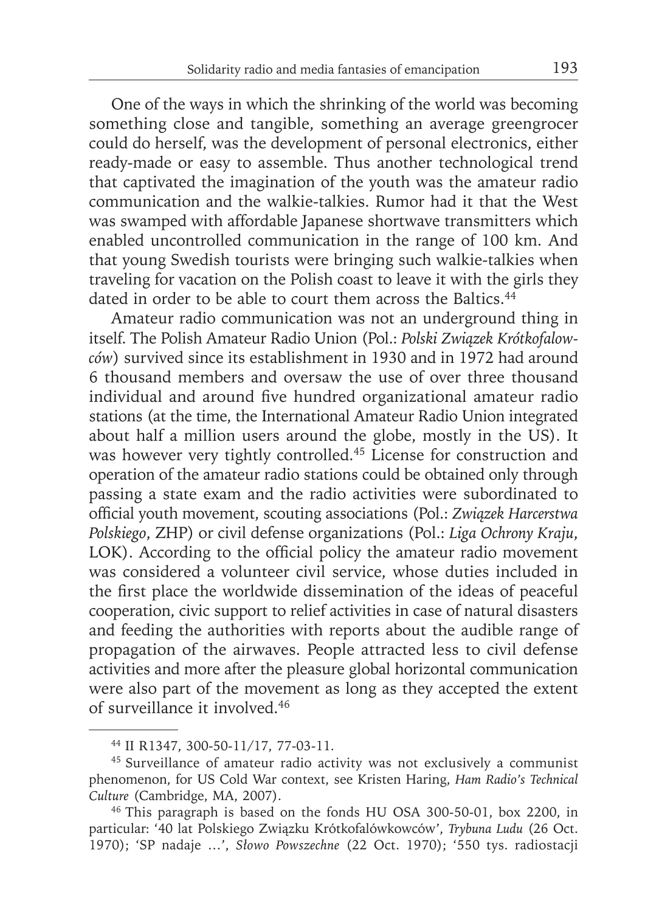One of the ways in which the shrinking of the world was becoming something close and tangible, something an average greengrocer could do herself, was the development of personal electronics, either ready-made or easy to assemble. Thus another technological trend that captivated the imagination of the youth was the amateur radio communication and the walkie-talkies. Rumor had it that the West was swamped with affordable Japanese shortwave transmitters which enabled uncontrolled communication in the range of 100 km. And that young Swedish tourists were bringing such walkie-talkies when traveling for vacation on the Polish coast to leave it with the girls they dated in order to be able to court them across the Baltics.[44]

Amateur radio communication was not an underground thing in itself. The Polish Amateur Radio Union (Pol.: *Polski Związek Krótkofalowców*) survived since its establishment in 1930 and in 1972 had around 6 thousand members and oversaw the use of over three thousand individual and around five hundred organizational amateur radio stations (at the time, the International Amateur Radio Union integrated about half a million users around the globe, mostly in the US). It was however very tightly controlled.[45] License for construction and operation of the amateur radio stations could be obtained only through passing a state exam and the radio activities were subordinated to official youth movement, scouting associations (Pol.: *Związek Harcerstwa Polskiego*, ZHP) or civil defense organizations (Pol.: *Liga Ochrony Kraju*, LOK). According to the official policy the amateur radio movement was considered a volunteer civil service, whose duties included in the first place the worldwide dissemination of the ideas of peaceful cooperation, civic support to relief activities in case of natural disasters and feeding the authorities with reports about the audible range of propagation of the airwaves. People attracted less to civil defense activities and more after the pleasure global horizontal communication were also part of the movement as long as they accepted the extent of surveillance it involved.[46]

---

[44] II R1347, 300-50-11/17, 77-03-11.

[45] Surveillance of amateur radio activity was not exclusively a communist phenomenon, for US Cold War context, see Kristen Haring, *Ham Radio's Technical Culture* (Cambridge, MA, 2007).

[46] This paragraph is based on the fonds HU OSA 300-50-01, box 2200, in particular: '40 lat Polskiego Związku Krótkofalówkowców', *Trybuna Ludu* (26 Oct. 1970); 'SP nadaje …', *Słowo Powszechne* (22 Oct. 1970); '550 tys. radiostacji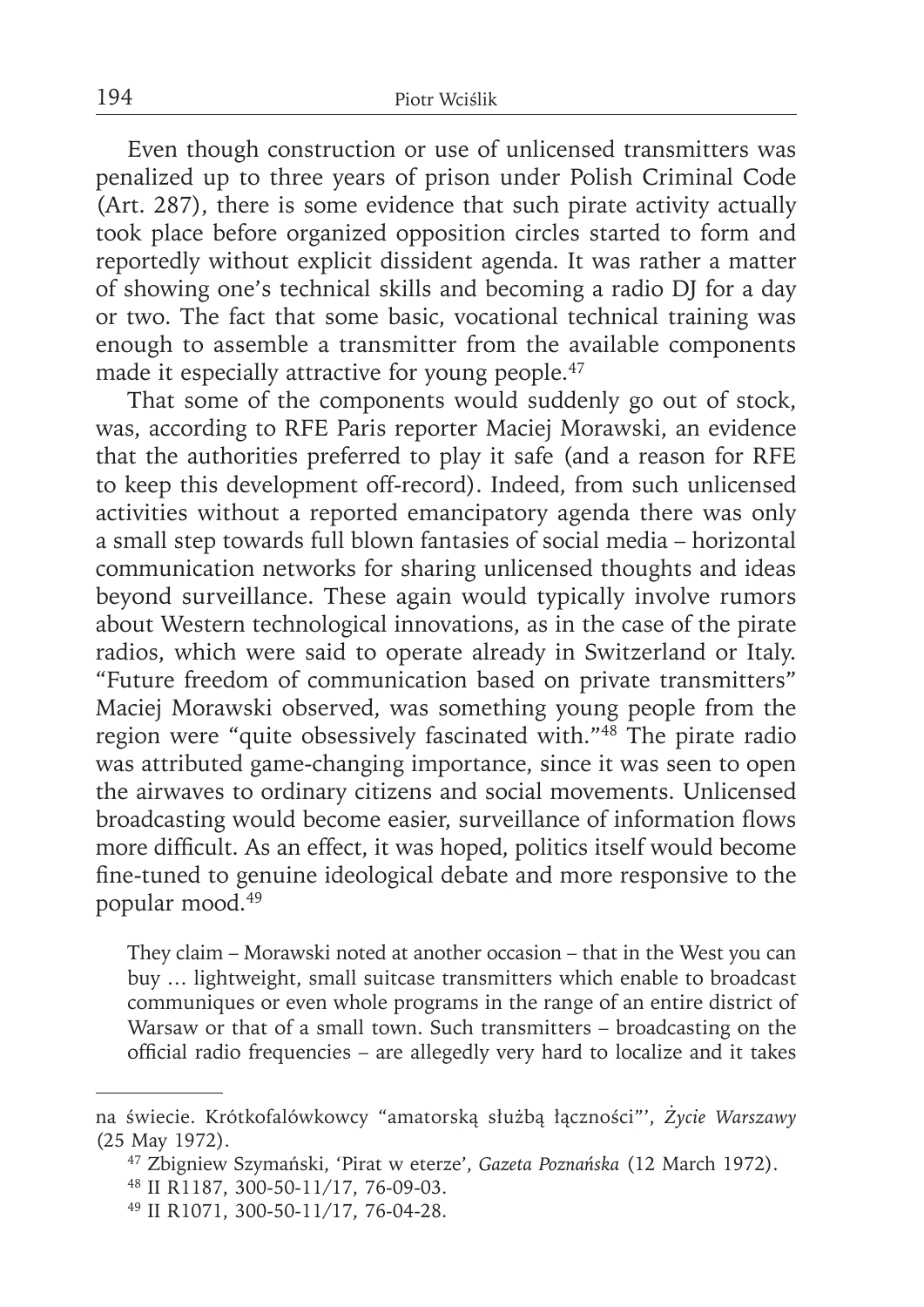Even though construction or use of unlicensed transmitters was penalized up to three years of prison under Polish Criminal Code (Art. 287), there is some evidence that such pirate activity actually took place before organized opposition circles started to form and reportedly without explicit dissident agenda. It was rather a matter of showing one's technical skills and becoming a radio DJ for a day or two. The fact that some basic, vocational technical training was enough to assemble a transmitter from the available components made it especially attractive for young people.[47]

That some of the components would suddenly go out of stock, was, according to RFE Paris reporter Maciej Morawski, an evidence that the authorities preferred to play it safe (and a reason for RFE to keep this development off-record). Indeed, from such unlicensed activities without a reported emancipatory agenda there was only a small step towards full blown fantasies of social media – horizontal communication networks for sharing unlicensed thoughts and ideas beyond surveillance. These again would typically involve rumors about Western technological innovations, as in the case of the pirate radios, which were said to operate already in Switzerland or Italy. "Future freedom of communication based on private transmitters" Maciej Morawski observed, was something young people from the region were "quite obsessively fascinated with."[48] The pirate radio was attributed game-changing importance, since it was seen to open the airwaves to ordinary citizens and social movements. Unlicensed broadcasting would become easier, surveillance of information flows more difficult. As an effect, it was hoped, politics itself would become fine-tuned to genuine ideological debate and more responsive to the popular mood.[49]

> They claim – Morawski noted at another occasion – that in the West you can buy … lightweight, small suitcase transmitters which enable to broadcast communiques or even whole programs in the range of an entire district of Warsaw or that of a small town. Such transmitters – broadcasting on the official radio frequencies – are allegedly very hard to localize and it takes

---

na świecie. Krótkofalówkowcy "amatorską służbą łączności"', *Życie Warszawy* (25 May 1972).

[47] Zbigniew Szymański, 'Pirat w eterze', *Gazeta Poznańska* (12 March 1972).

[48] II R1187, 300-50-11/17, 76-09-03.

[49] II R1071, 300-50-11/17, 76-04-28.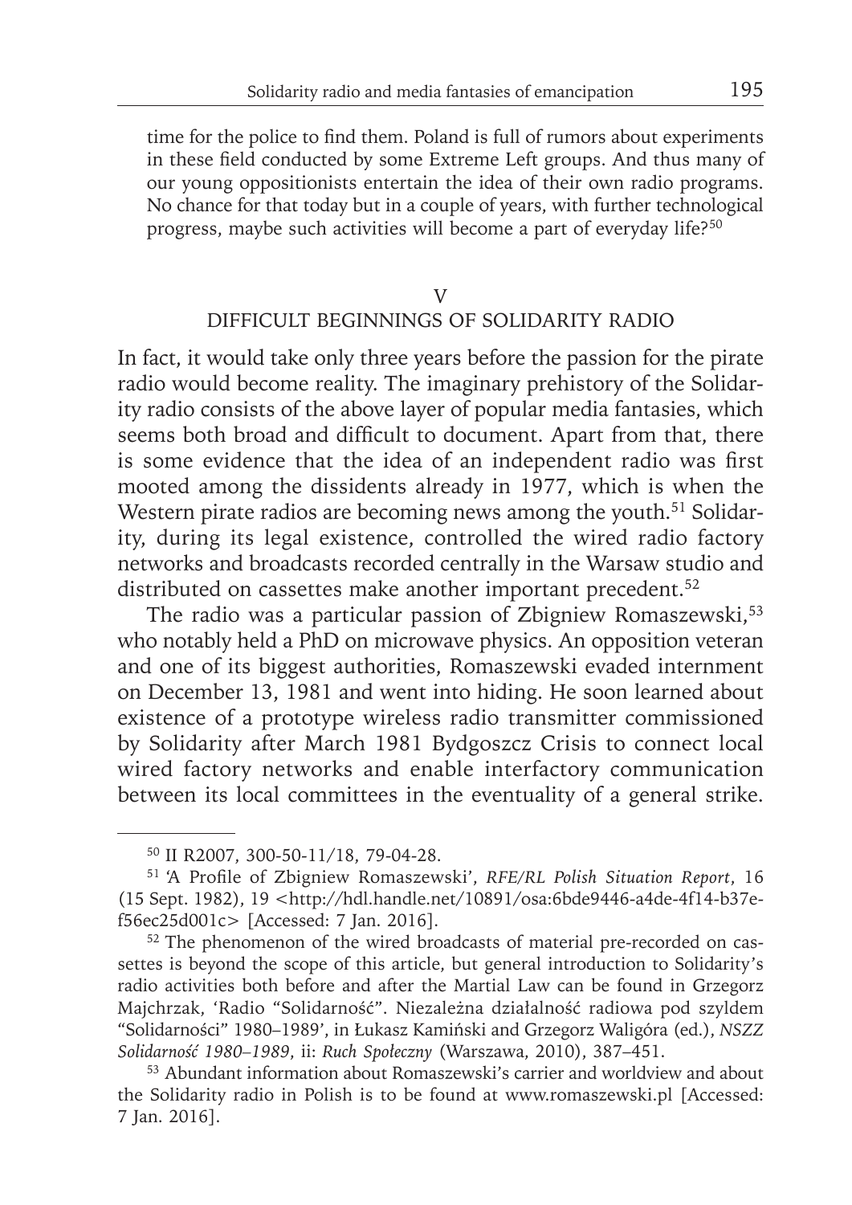time for the police to find them. Poland is full of rumors about experiments in these field conducted by some Extreme Left groups. And thus many of our young oppositionists entertain the idea of their own radio programs. No chance for that today but in a couple of years, with further technological progress, maybe such activities will become a part of everyday life?[50]

## V
## DIFFICULT BEGINNINGS OF SOLIDARITY RADIO

In fact, it would take only three years before the passion for the pirate radio would become reality. The imaginary prehistory of the Solidarity radio consists of the above layer of popular media fantasies, which seems both broad and difficult to document. Apart from that, there is some evidence that the idea of an independent radio was first mooted among the dissidents already in 1977, which is when the Western pirate radios are becoming news among the youth.[51] Solidarity, during its legal existence, controlled the wired radio factory networks and broadcasts recorded centrally in the Warsaw studio and distributed on cassettes make another important precedent.[52]

The radio was a particular passion of Zbigniew Romaszewski,[53] who notably held a PhD on microwave physics. An opposition veteran and one of its biggest authorities, Romaszewski evaded internment on December 13, 1981 and went into hiding. He soon learned about existence of a prototype wireless radio transmitter commissioned by Solidarity after March 1981 Bydgoszcz Crisis to connect local wired factory networks and enable interfactory communication between its local committees in the eventuality of a general strike.

---

[50] II R2007, 300-50-11/18, 79-04-28.

[51] 'A Profile of Zbigniew Romaszewski', *RFE/RL Polish Situation Report*, 16 (15 Sept. 1982), 19 <http://hdl.handle.net/10891/osa:6bde9446-a4de-4f14-b37e-f56ec25d001c> [Accessed: 7 Jan. 2016].

[52] The phenomenon of the wired broadcasts of material pre-recorded on cassettes is beyond the scope of this article, but general introduction to Solidarity's radio activities both before and after the Martial Law can be found in Grzegorz Majchrzak, 'Radio "Solidarność". Niezależna działalność radiowa pod szyldem "Solidarności" 1980–1989', in Łukasz Kamiński and Grzegorz Waligóra (ed.), *NSZZ Solidarność 1980–1989*, ii: *Ruch Społeczny* (Warszawa, 2010), 387–451.

[53] Abundant information about Romaszewski's carrier and worldview and about the Solidarity radio in Polish is to be found at www.romaszewski.pl [Accessed: 7 Jan. 2016].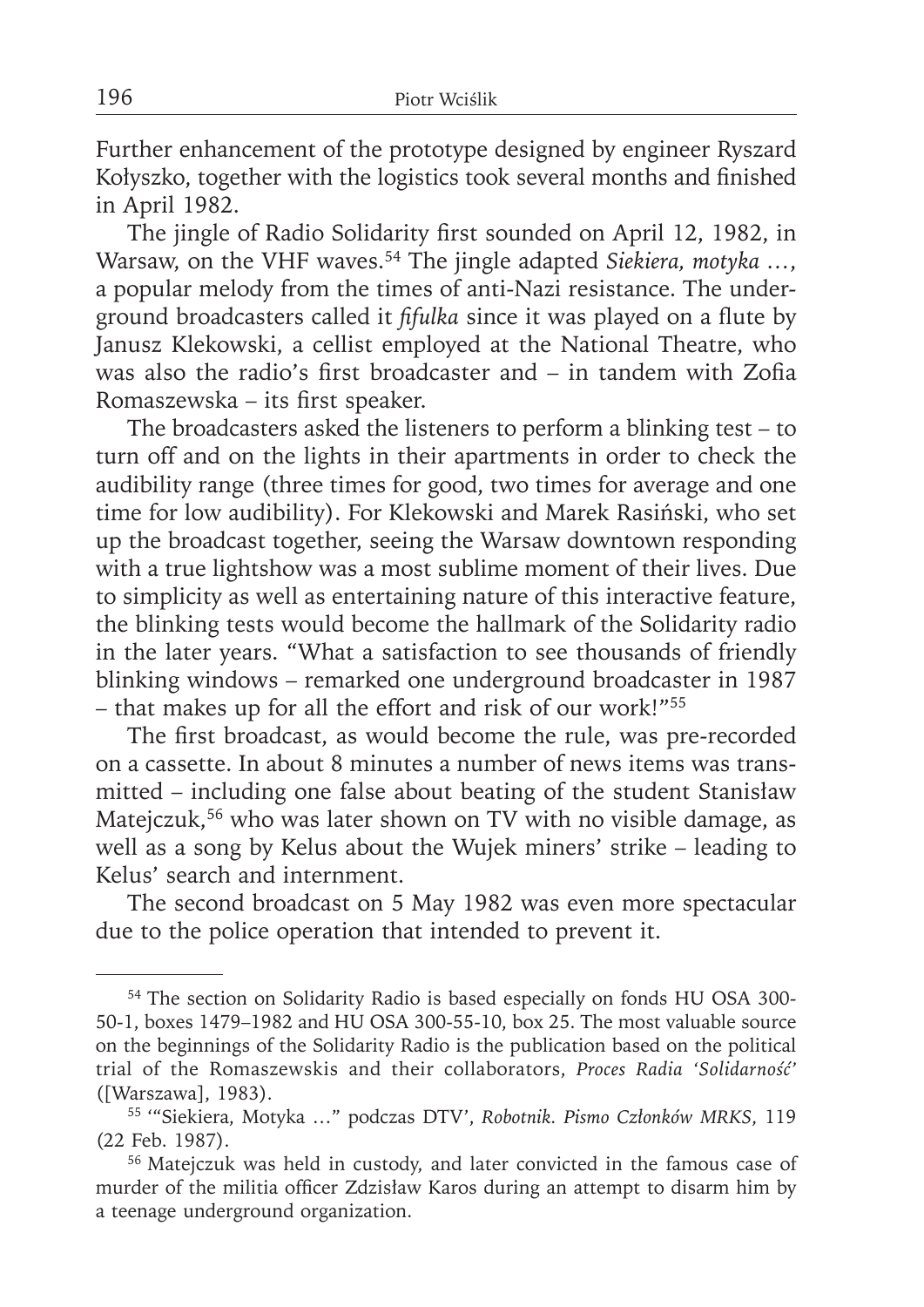Further enhancement of the prototype designed by engineer Ryszard Kołyszko, together with the logistics took several months and finished in April 1982.

The jingle of Radio Solidarity first sounded on April 12, 1982, in Warsaw, on the VHF waves.[54] The jingle adapted *Siekiera, motyka …*, a popular melody from the times of anti-Nazi resistance. The underground broadcasters called it *fifulka* since it was played on a flute by Janusz Klekowski, a cellist employed at the National Theatre, who was also the radio's first broadcaster and – in tandem with Zofia Romaszewska – its first speaker.

The broadcasters asked the listeners to perform a blinking test – to turn off and on the lights in their apartments in order to check the audibility range (three times for good, two times for average and one time for low audibility). For Klekowski and Marek Rasiński, who set up the broadcast together, seeing the Warsaw downtown responding with a true lightshow was a most sublime moment of their lives. Due to simplicity as well as entertaining nature of this interactive feature, the blinking tests would become the hallmark of the Solidarity radio in the later years. "What a satisfaction to see thousands of friendly blinking windows – remarked one underground broadcaster in 1987 – that makes up for all the effort and risk of our work!"[55]

The first broadcast, as would become the rule, was pre-recorded on a cassette. In about 8 minutes a number of news items was transmitted – including one false about beating of the student Stanisław Matejczuk,[56] who was later shown on TV with no visible damage, as well as a song by Kelus about the Wujek miners' strike – leading to Kelus' search and internment.

The second broadcast on 5 May 1982 was even more spectacular due to the police operation that intended to prevent it.

---

[54] The section on Solidarity Radio is based especially on fonds HU OSA 300-50-1, boxes 1479–1982 and HU OSA 300-55-10, box 25. The most valuable source on the beginnings of the Solidarity Radio is the publication based on the political trial of the Romaszewskis and their collaborators, *Proces Radia 'Solidarność'* ([Warszawa], 1983).

[55] '"Siekiera, Motyka …" podczas DTV', *Robotnik. Pismo Członków MRKS*, 119 (22 Feb. 1987).

[56] Matejczuk was held in custody, and later convicted in the famous case of murder of the militia officer Zdzisław Karos during an attempt to disarm him by a teenage underground organization.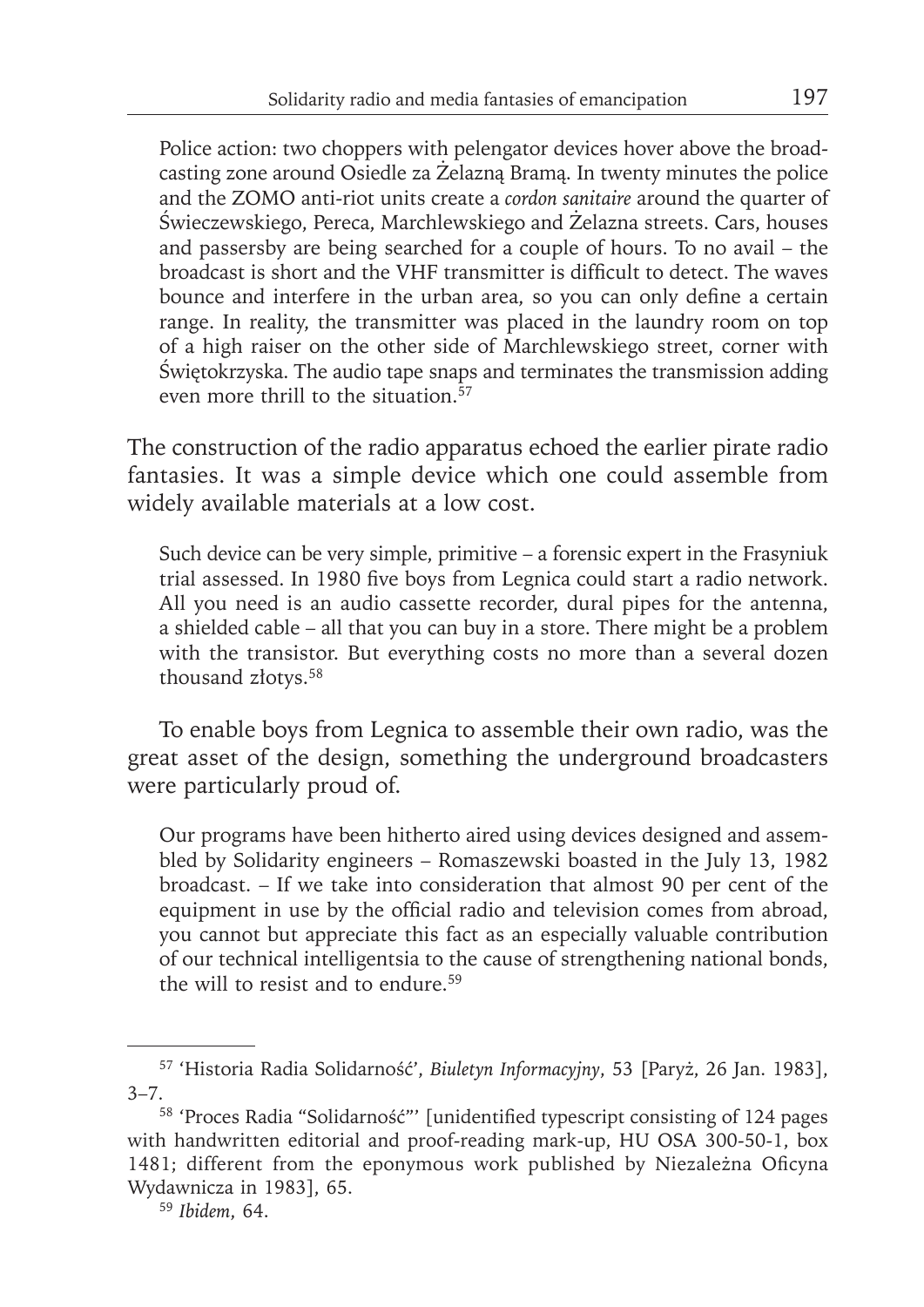> Police action: two choppers with pelengator devices hover above the broadcasting zone around Osiedle za Żelazną Bramą. In twenty minutes the police and the ZOMO anti-riot units create a *cordon sanitaire* around the quarter of Świeczewskiego, Pereca, Marchlewskiego and Żelazna streets. Cars, houses and passersby are being searched for a couple of hours. To no avail – the broadcast is short and the VHF transmitter is difficult to detect. The waves bounce and interfere in the urban area, so you can only define a certain range. In reality, the transmitter was placed in the laundry room on top of a high raiser on the other side of Marchlewskiego street, corner with Świętokrzyska. The audio tape snaps and terminates the transmission adding even more thrill to the situation.[57]

The construction of the radio apparatus echoed the earlier pirate radio fantasies. It was a simple device which one could assemble from widely available materials at a low cost.

> Such device can be very simple, primitive – a forensic expert in the Frasyniuk trial assessed. In 1980 five boys from Legnica could start a radio network. All you need is an audio cassette recorder, dural pipes for the antenna, a shielded cable – all that you can buy in a store. There might be a problem with the transistor. But everything costs no more than a several dozen thousand złotys.[58]

To enable boys from Legnica to assemble their own radio, was the great asset of the design, something the underground broadcasters were particularly proud of.

> Our programs have been hitherto aired using devices designed and assembled by Solidarity engineers – Romaszewski boasted in the July 13, 1982 broadcast. – If we take into consideration that almost 90 per cent of the equipment in use by the official radio and television comes from abroad, you cannot but appreciate this fact as an especially valuable contribution of our technical intelligentsia to the cause of strengthening national bonds, the will to resist and to endure.[59]

---

[57] 'Historia Radia Solidarność', *Biuletyn Informacyjny*, 53 [Paryż, 26 Jan. 1983], 3–7.

[58] 'Proces Radia "Solidarność"' [unidentified typescript consisting of 124 pages with handwritten editorial and proof-reading mark-up, HU OSA 300-50-1, box 1481; different from the eponymous work published by Niezależna Oficyna Wydawnicza in 1983], 65.

[59] *Ibidem*, 64.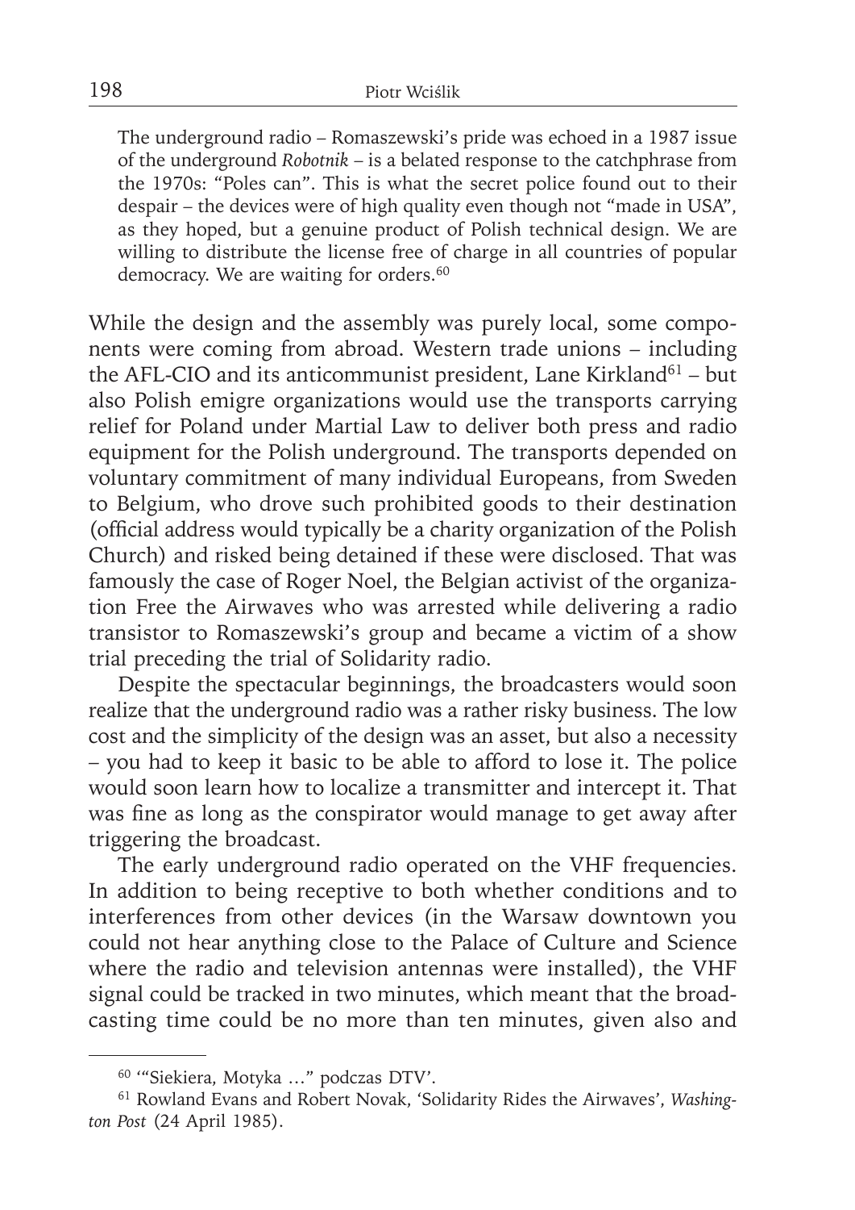> The underground radio – Romaszewski's pride was echoed in a 1987 issue of the underground *Robotnik* – is a belated response to the catchphrase from the 1970s: "Poles can". This is what the secret police found out to their despair – the devices were of high quality even though not "made in USA", as they hoped, but a genuine product of Polish technical design. We are willing to distribute the license free of charge in all countries of popular democracy. We are waiting for orders.[60]

While the design and the assembly was purely local, some components were coming from abroad. Western trade unions – including the AFL-CIO and its anticommunist president, Lane Kirkland[61] – but also Polish emigre organizations would use the transports carrying relief for Poland under Martial Law to deliver both press and radio equipment for the Polish underground. The transports depended on voluntary commitment of many individual Europeans, from Sweden to Belgium, who drove such prohibited goods to their destination (official address would typically be a charity organization of the Polish Church) and risked being detained if these were disclosed. That was famously the case of Roger Noel, the Belgian activist of the organization Free the Airwaves who was arrested while delivering a radio transistor to Romaszewski's group and became a victim of a show trial preceding the trial of Solidarity radio.

Despite the spectacular beginnings, the broadcasters would soon realize that the underground radio was a rather risky business. The low cost and the simplicity of the design was an asset, but also a necessity – you had to keep it basic to be able to afford to lose it. The police would soon learn how to localize a transmitter and intercept it. That was fine as long as the conspirator would manage to get away after triggering the broadcast.

The early underground radio operated on the VHF frequencies. In addition to being receptive to both whether conditions and to interferences from other devices (in the Warsaw downtown you could not hear anything close to the Palace of Culture and Science where the radio and television antennas were installed), the VHF signal could be tracked in two minutes, which meant that the broadcasting time could be no more than ten minutes, given also and

---

[60] '"Siekiera, Motyka ..." podczas DTV'.

[61] Rowland Evans and Robert Novak, 'Solidarity Rides the Airwaves', *Washington Post* (24 April 1985).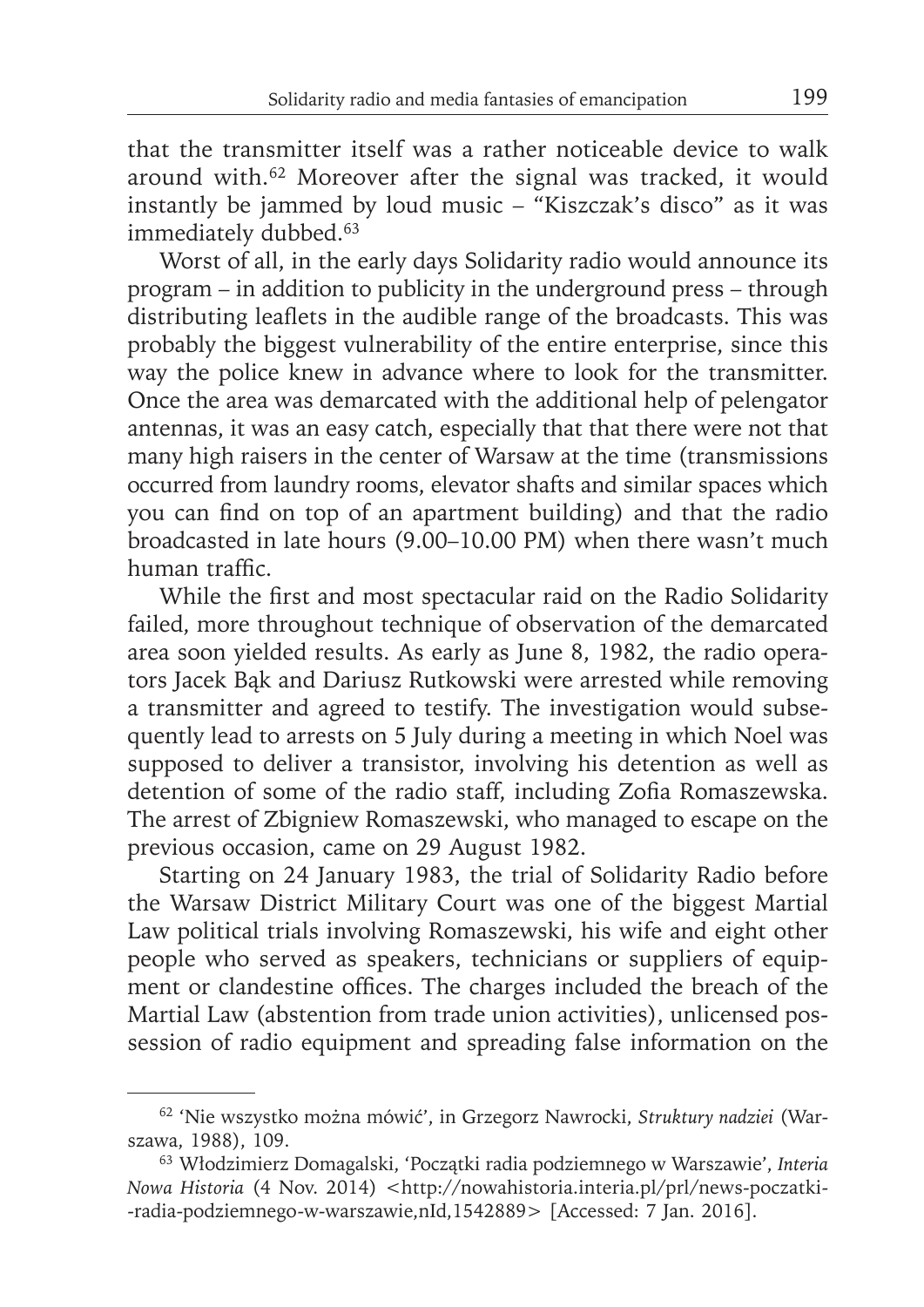that the transmitter itself was a rather noticeable device to walk around with.[62] Moreover after the signal was tracked, it would instantly be jammed by loud music – "Kiszczak's disco" as it was immediately dubbed.[63]

Worst of all, in the early days Solidarity radio would announce its program – in addition to publicity in the underground press – through distributing leaflets in the audible range of the broadcasts. This was probably the biggest vulnerability of the entire enterprise, since this way the police knew in advance where to look for the transmitter. Once the area was demarcated with the additional help of pelengator antennas, it was an easy catch, especially that that there were not that many high raisers in the center of Warsaw at the time (transmissions occurred from laundry rooms, elevator shafts and similar spaces which you can find on top of an apartment building) and that the radio broadcasted in late hours (9.00–10.00 PM) when there wasn't much human traffic.

While the first and most spectacular raid on the Radio Solidarity failed, more throughout technique of observation of the demarcated area soon yielded results. As early as June 8, 1982, the radio operators Jacek Bąk and Dariusz Rutkowski were arrested while removing a transmitter and agreed to testify. The investigation would subsequently lead to arrests on 5 July during a meeting in which Noel was supposed to deliver a transistor, involving his detention as well as detention of some of the radio staff, including Zofia Romaszewska. The arrest of Zbigniew Romaszewski, who managed to escape on the previous occasion, came on 29 August 1982.

Starting on 24 January 1983, the trial of Solidarity Radio before the Warsaw District Military Court was one of the biggest Martial Law political trials involving Romaszewski, his wife and eight other people who served as speakers, technicians or suppliers of equipment or clandestine offices. The charges included the breach of the Martial Law (abstention from trade union activities), unlicensed possession of radio equipment and spreading false information on the

---

[62] 'Nie wszystko można mówić', in Grzegorz Nawrocki, *Struktury nadziei* (Warszawa, 1988), 109.

[63] Włodzimierz Domagalski, 'Początki radia podziemnego w Warszawie', *Interia Nowa Historia* (4 Nov. 2014) <http://nowahistoria.interia.pl/prl/news-poczatki--radia-podziemnego-w-warszawie,nId,1542889> [Accessed: 7 Jan. 2016].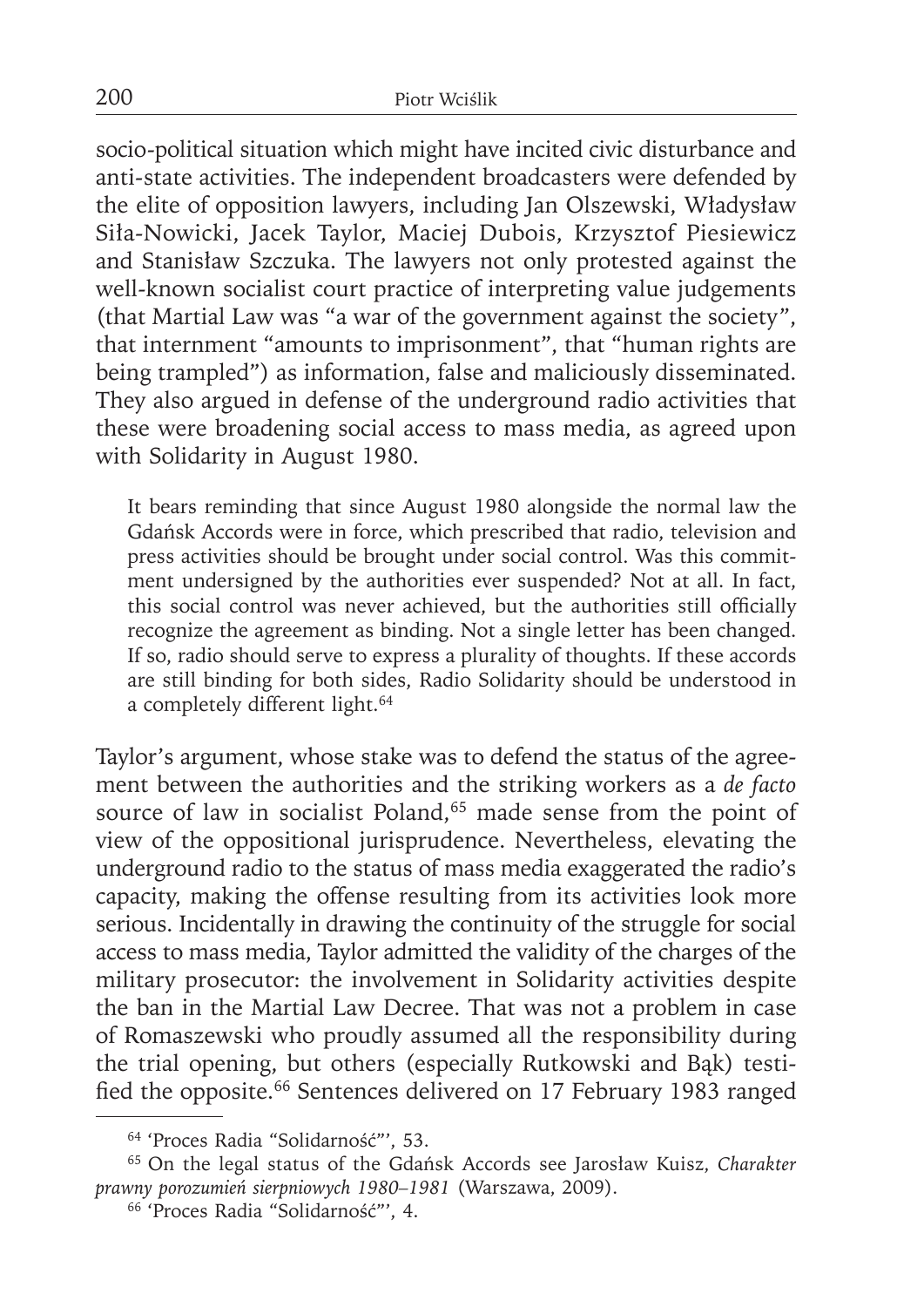socio-political situation which might have incited civic disturbance and anti-state activities. The independent broadcasters were defended by the elite of opposition lawyers, including Jan Olszewski, Władysław Siła-Nowicki, Jacek Taylor, Maciej Dubois, Krzysztof Piesiewicz and Stanisław Szczuka. The lawyers not only protested against the well-known socialist court practice of interpreting value judgements (that Martial Law was "a war of the government against the society", that internment "amounts to imprisonment", that "human rights are being trampled") as information, false and maliciously disseminated. They also argued in defense of the underground radio activities that these were broadening social access to mass media, as agreed upon with Solidarity in August 1980.

> It bears reminding that since August 1980 alongside the normal law the Gdańsk Accords were in force, which prescribed that radio, television and press activities should be brought under social control. Was this commitment undersigned by the authorities ever suspended? Not at all. In fact, this social control was never achieved, but the authorities still officially recognize the agreement as binding. Not a single letter has been changed. If so, radio should serve to express a plurality of thoughts. If these accords are still binding for both sides, Radio Solidarity should be understood in a completely different light.[64]

Taylor's argument, whose stake was to defend the status of the agreement between the authorities and the striking workers as a *de facto* source of law in socialist Poland,[65] made sense from the point of view of the oppositional jurisprudence. Nevertheless, elevating the underground radio to the status of mass media exaggerated the radio's capacity, making the offense resulting from its activities look more serious. Incidentally in drawing the continuity of the struggle for social access to mass media, Taylor admitted the validity of the charges of the military prosecutor: the involvement in Solidarity activities despite the ban in the Martial Law Decree. That was not a problem in case of Romaszewski who proudly assumed all the responsibility during the trial opening, but others (especially Rutkowski and Bąk) testified the opposite.[66] Sentences delivered on 17 February 1983 ranged

---

[64] 'Proces Radia "Solidarność"', 53.

[65] On the legal status of the Gdańsk Accords see Jarosław Kuisz, *Charakter prawny porozumień sierpniowych 1980–1981* (Warszawa, 2009).

[66] 'Proces Radia "Solidarność"', 4.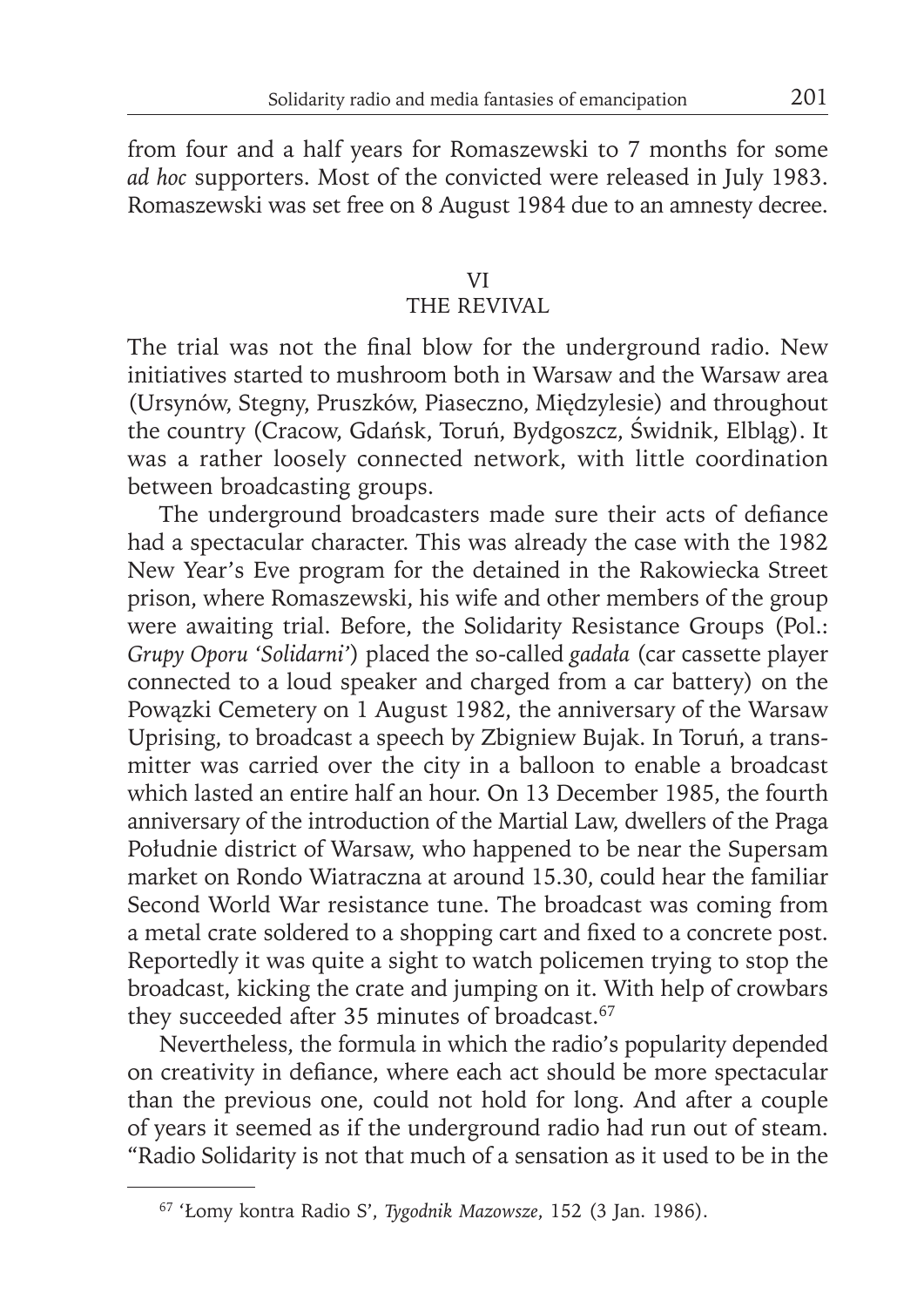from four and a half years for Romaszewski to 7 months for some *ad hoc* supporters. Most of the convicted were released in July 1983. Romaszewski was set free on 8 August 1984 due to an amnesty decree.

## VI
## THE REVIVAL

The trial was not the final blow for the underground radio. New initiatives started to mushroom both in Warsaw and the Warsaw area (Ursynów, Stegny, Pruszków, Piaseczno, Międzylesie) and throughout the country (Cracow, Gdańsk, Toruń, Bydgoszcz, Świdnik, Elbląg). It was a rather loosely connected network, with little coordination between broadcasting groups.

The underground broadcasters made sure their acts of defiance had a spectacular character. This was already the case with the 1982 New Year's Eve program for the detained in the Rakowiecka Street prison, where Romaszewski, his wife and other members of the group were awaiting trial. Before, the Solidarity Resistance Groups (Pol.: *Grupy Oporu 'Solidarni'*) placed the so-called *gadała* (car cassette player connected to a loud speaker and charged from a car battery) on the Powązki Cemetery on 1 August 1982, the anniversary of the Warsaw Uprising, to broadcast a speech by Zbigniew Bujak. In Toruń, a transmitter was carried over the city in a balloon to enable a broadcast which lasted an entire half an hour. On 13 December 1985, the fourth anniversary of the introduction of the Martial Law, dwellers of the Praga Południe district of Warsaw, who happened to be near the Supersam market on Rondo Wiatraczna at around 15.30, could hear the familiar Second World War resistance tune. The broadcast was coming from a metal crate soldered to a shopping cart and fixed to a concrete post. Reportedly it was quite a sight to watch policemen trying to stop the broadcast, kicking the crate and jumping on it. With help of crowbars they succeeded after 35 minutes of broadcast.[67]

Nevertheless, the formula in which the radio's popularity depended on creativity in defiance, where each act should be more spectacular than the previous one, could not hold for long. And after a couple of years it seemed as if the underground radio had run out of steam. "Radio Solidarity is not that much of a sensation as it used to be in the

[67] 'Łomy kontra Radio S', *Tygodnik Mazowsze*, 152 (3 Jan. 1986).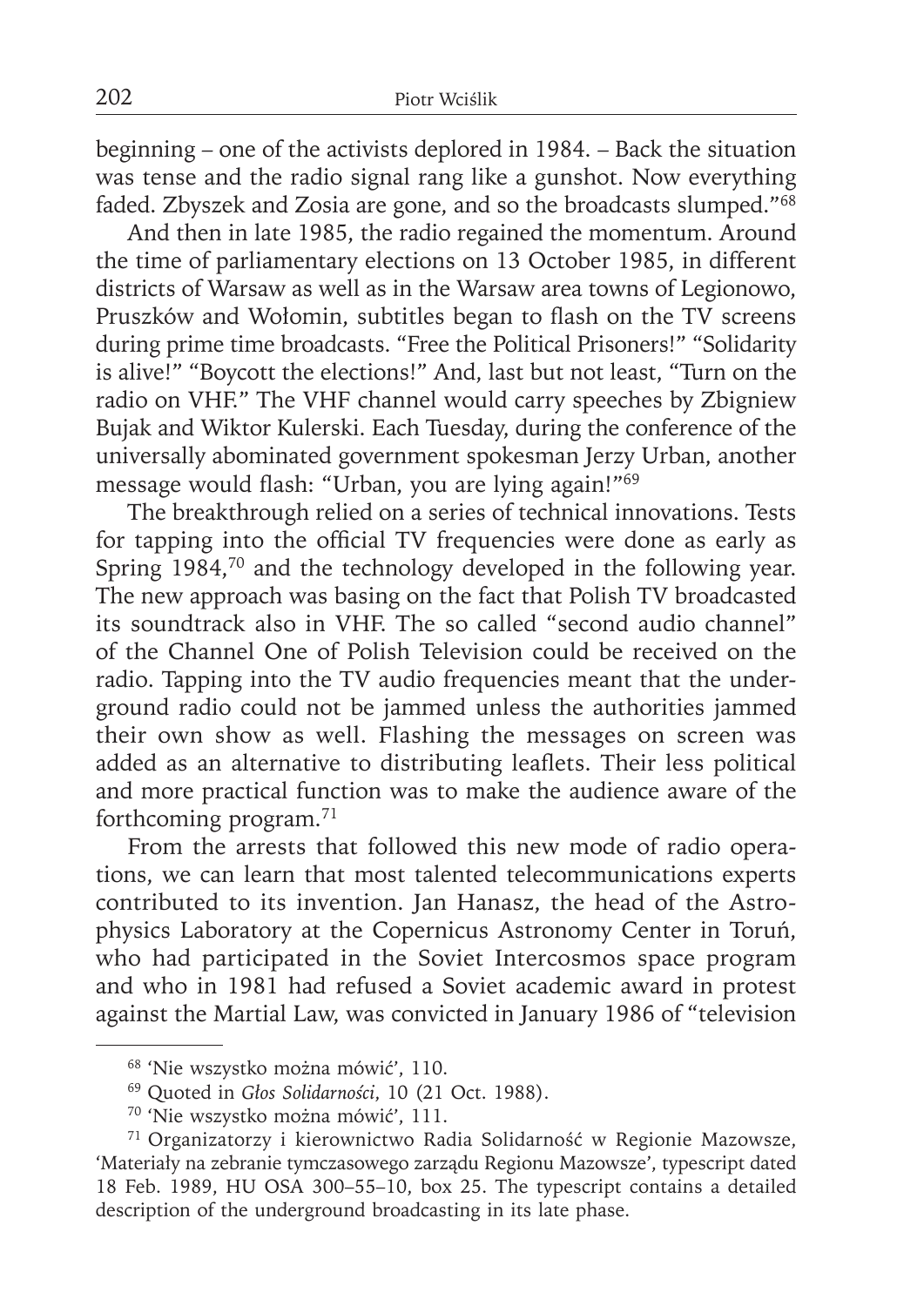beginning – one of the activists deplored in 1984. – Back the situation was tense and the radio signal rang like a gunshot. Now everything faded. Zbyszek and Zosia are gone, and so the broadcasts slumped."[68]

And then in late 1985, the radio regained the momentum. Around the time of parliamentary elections on 13 October 1985, in different districts of Warsaw as well as in the Warsaw area towns of Legionowo, Pruszków and Wołomin, subtitles began to flash on the TV screens during prime time broadcasts. "Free the Political Prisoners!" "Solidarity is alive!" "Boycott the elections!" And, last but not least, "Turn on the radio on VHF." The VHF channel would carry speeches by Zbigniew Bujak and Wiktor Kulerski. Each Tuesday, during the conference of the universally abominated government spokesman Jerzy Urban, another message would flash: "Urban, you are lying again!"[69]

The breakthrough relied on a series of technical innovations. Tests for tapping into the official TV frequencies were done as early as Spring 1984,[70] and the technology developed in the following year. The new approach was basing on the fact that Polish TV broadcasted its soundtrack also in VHF. The so called "second audio channel" of the Channel One of Polish Television could be received on the radio. Tapping into the TV audio frequencies meant that the underground radio could not be jammed unless the authorities jammed their own show as well. Flashing the messages on screen was added as an alternative to distributing leaflets. Their less political and more practical function was to make the audience aware of the forthcoming program.[71]

From the arrests that followed this new mode of radio operations, we can learn that most talented telecommunications experts contributed to its invention. Jan Hanasz, the head of the Astrophysics Laboratory at the Copernicus Astronomy Center in Toruń, who had participated in the Soviet Intercosmos space program and who in 1981 had refused a Soviet academic award in protest against the Martial Law, was convicted in January 1986 of "television

[68] 'Nie wszystko można mówić', 110.

[69] Quoted in *Głos Solidarności*, 10 (21 Oct. 1988).

[70] 'Nie wszystko można mówić', 111.

[71] Organizatorzy i kierownictwo Radia Solidarność w Regionie Mazowsze, 'Materiały na zebranie tymczasowego zarządu Regionu Mazowsze', typescript dated 18 Feb. 1989, HU OSA 300–55–10, box 25. The typescript contains a detailed description of the underground broadcasting in its late phase.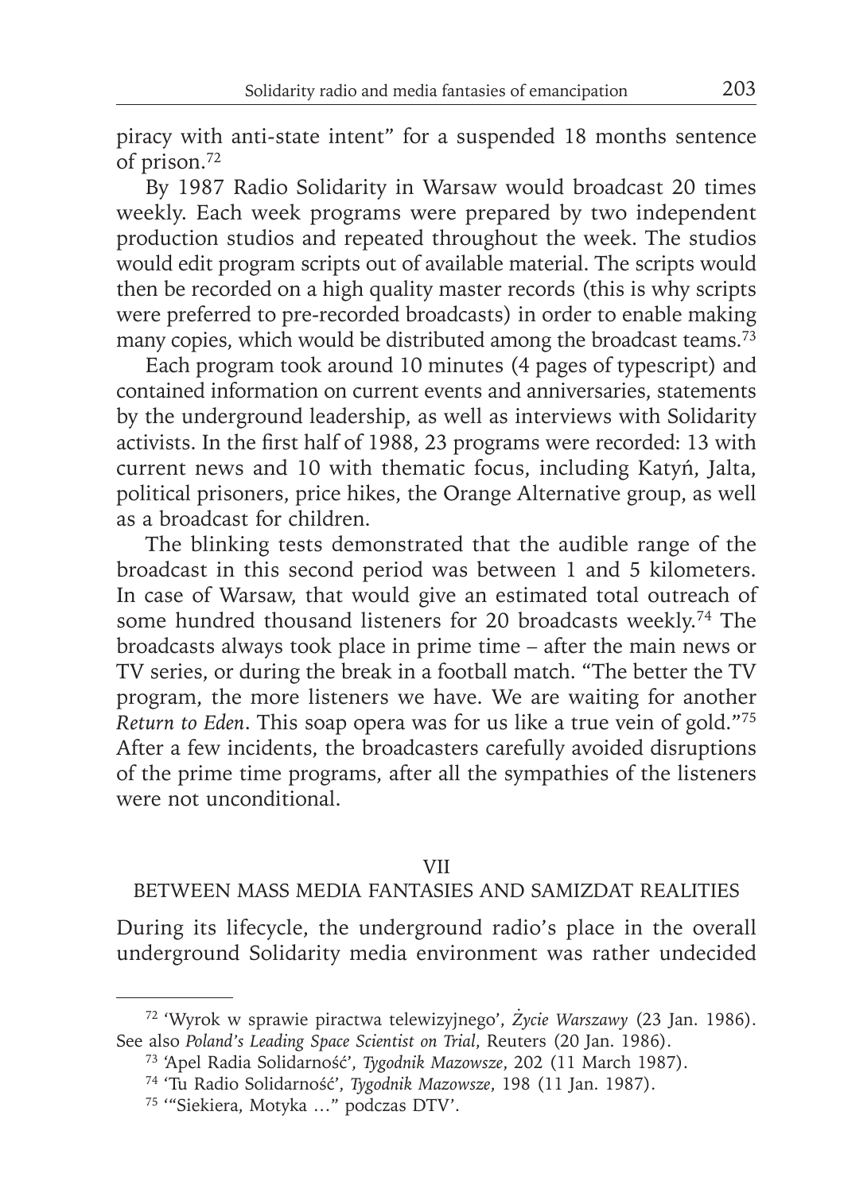piracy with anti-state intent" for a suspended 18 months sentence of prison.[72]

By 1987 Radio Solidarity in Warsaw would broadcast 20 times weekly. Each week programs were prepared by two independent production studios and repeated throughout the week. The studios would edit program scripts out of available material. The scripts would then be recorded on a high quality master records (this is why scripts were preferred to pre-recorded broadcasts) in order to enable making many copies, which would be distributed among the broadcast teams.[73]

Each program took around 10 minutes (4 pages of typescript) and contained information on current events and anniversaries, statements by the underground leadership, as well as interviews with Solidarity activists. In the first half of 1988, 23 programs were recorded: 13 with current news and 10 with thematic focus, including Katyń, Jalta, political prisoners, price hikes, the Orange Alternative group, as well as a broadcast for children.

The blinking tests demonstrated that the audible range of the broadcast in this second period was between 1 and 5 kilometers. In case of Warsaw, that would give an estimated total outreach of some hundred thousand listeners for 20 broadcasts weekly.[74] The broadcasts always took place in prime time – after the main news or TV series, or during the break in a football match. "The better the TV program, the more listeners we have. We are waiting for another *Return to Eden*. This soap opera was for us like a true vein of gold."[75] After a few incidents, the broadcasters carefully avoided disruptions of the prime time programs, after all the sympathies of the listeners were not unconditional.

## VII
## BETWEEN MASS MEDIA FANTASIES AND SAMIZDAT REALITIES

During its lifecycle, the underground radio's place in the overall underground Solidarity media environment was rather undecided

---

[72] 'Wyrok w sprawie piractwa telewizyjnego', *Życie Warszawy* (23 Jan. 1986). See also *Poland's Leading Space Scientist on Trial*, Reuters (20 Jan. 1986).

[73] 'Apel Radia Solidarność', *Tygodnik Mazowsze*, 202 (11 March 1987).

[74] 'Tu Radio Solidarność', *Tygodnik Mazowsze*, 198 (11 Jan. 1987).

[75] '"Siekiera, Motyka …" podczas DTV'.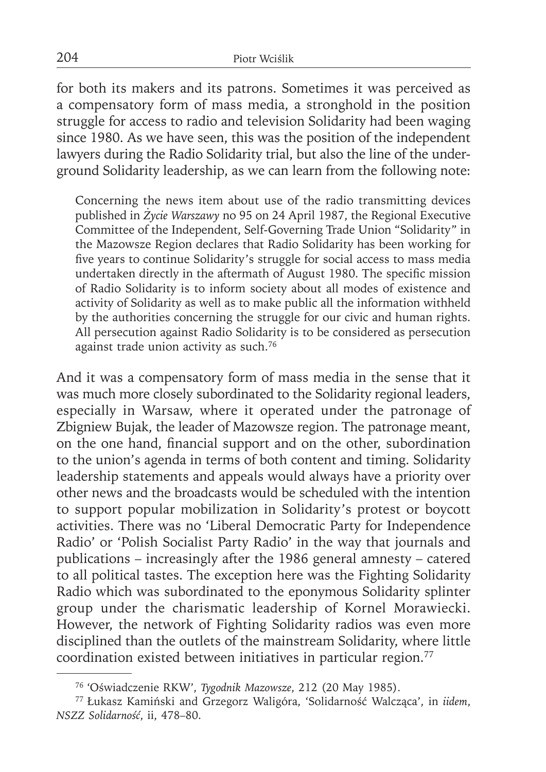for both its makers and its patrons. Sometimes it was perceived as a compensatory form of mass media, a stronghold in the position struggle for access to radio and television Solidarity had been waging since 1980. As we have seen, this was the position of the independent lawyers during the Radio Solidarity trial, but also the line of the underground Solidarity leadership, as we can learn from the following note:

> Concerning the news item about use of the radio transmitting devices published in *Życie Warszawy* no 95 on 24 April 1987, the Regional Executive Committee of the Independent, Self-Governing Trade Union "Solidarity" in the Mazowsze Region declares that Radio Solidarity has been working for five years to continue Solidarity's struggle for social access to mass media undertaken directly in the aftermath of August 1980. The specific mission of Radio Solidarity is to inform society about all modes of existence and activity of Solidarity as well as to make public all the information withheld by the authorities concerning the struggle for our civic and human rights. All persecution against Radio Solidarity is to be considered as persecution against trade union activity as such.[76]

And it was a compensatory form of mass media in the sense that it was much more closely subordinated to the Solidarity regional leaders, especially in Warsaw, where it operated under the patronage of Zbigniew Bujak, the leader of Mazowsze region. The patronage meant, on the one hand, financial support and on the other, subordination to the union's agenda in terms of both content and timing. Solidarity leadership statements and appeals would always have a priority over other news and the broadcasts would be scheduled with the intention to support popular mobilization in Solidarity's protest or boycott activities. There was no 'Liberal Democratic Party for Independence Radio' or 'Polish Socialist Party Radio' in the way that journals and publications – increasingly after the 1986 general amnesty – catered to all political tastes. The exception here was the Fighting Solidarity Radio which was subordinated to the eponymous Solidarity splinter group under the charismatic leadership of Kornel Morawiecki. However, the network of Fighting Solidarity radios was even more disciplined than the outlets of the mainstream Solidarity, where little coordination existed between initiatives in particular region.[77]

---

[76] 'Oświadczenie RKW', *Tygodnik Mazowsze*, 212 (20 May 1985).

[77] Łukasz Kamiński and Grzegorz Waligóra, 'Solidarność Walcząca', in *iidem*, *NSZZ Solidarność*, ii, 478–80.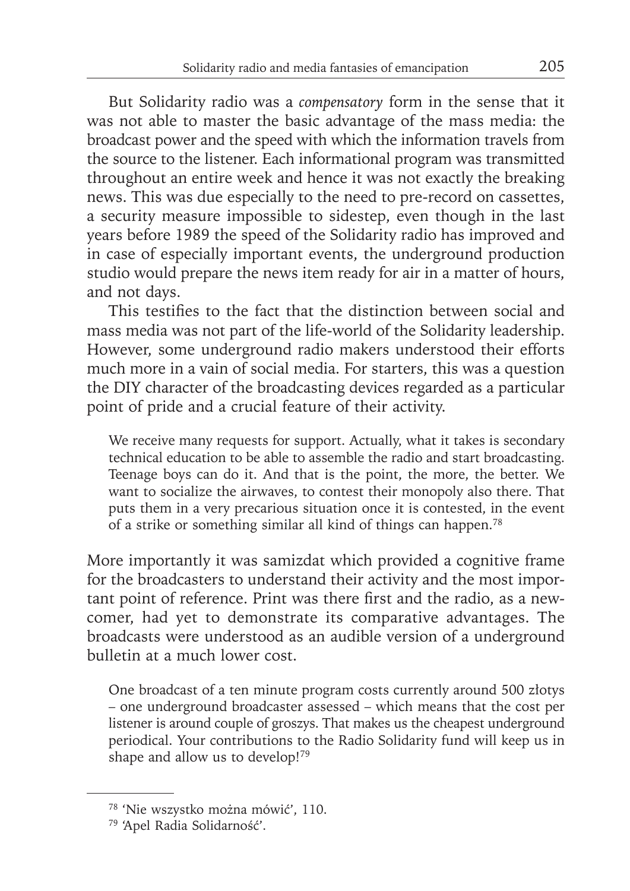But Solidarity radio was a *compensatory* form in the sense that it was not able to master the basic advantage of the mass media: the broadcast power and the speed with which the information travels from the source to the listener. Each informational program was transmitted throughout an entire week and hence it was not exactly the breaking news. This was due especially to the need to pre-record on cassettes, a security measure impossible to sidestep, even though in the last years before 1989 the speed of the Solidarity radio has improved and in case of especially important events, the underground production studio would prepare the news item ready for air in a matter of hours, and not days.

This testifies to the fact that the distinction between social and mass media was not part of the life-world of the Solidarity leadership. However, some underground radio makers understood their efforts much more in a vain of social media. For starters, this was a question the DIY character of the broadcasting devices regarded as a particular point of pride and a crucial feature of their activity.

> We receive many requests for support. Actually, what it takes is secondary technical education to be able to assemble the radio and start broadcasting. Teenage boys can do it. And that is the point, the more, the better. We want to socialize the airwaves, to contest their monopoly also there. That puts them in a very precarious situation once it is contested, in the event of a strike or something similar all kind of things can happen.[78]

More importantly it was samizdat which provided a cognitive frame for the broadcasters to understand their activity and the most important point of reference. Print was there first and the radio, as a newcomer, had yet to demonstrate its comparative advantages. The broadcasts were understood as an audible version of a underground bulletin at a much lower cost.

> One broadcast of a ten minute program costs currently around 500 złotys – one underground broadcaster assessed – which means that the cost per listener is around couple of groszys. That makes us the cheapest underground periodical. Your contributions to the Radio Solidarity fund will keep us in shape and allow us to develop![79]

---

[78] 'Nie wszystko można mówić', 110.

[79] 'Apel Radia Solidarność'.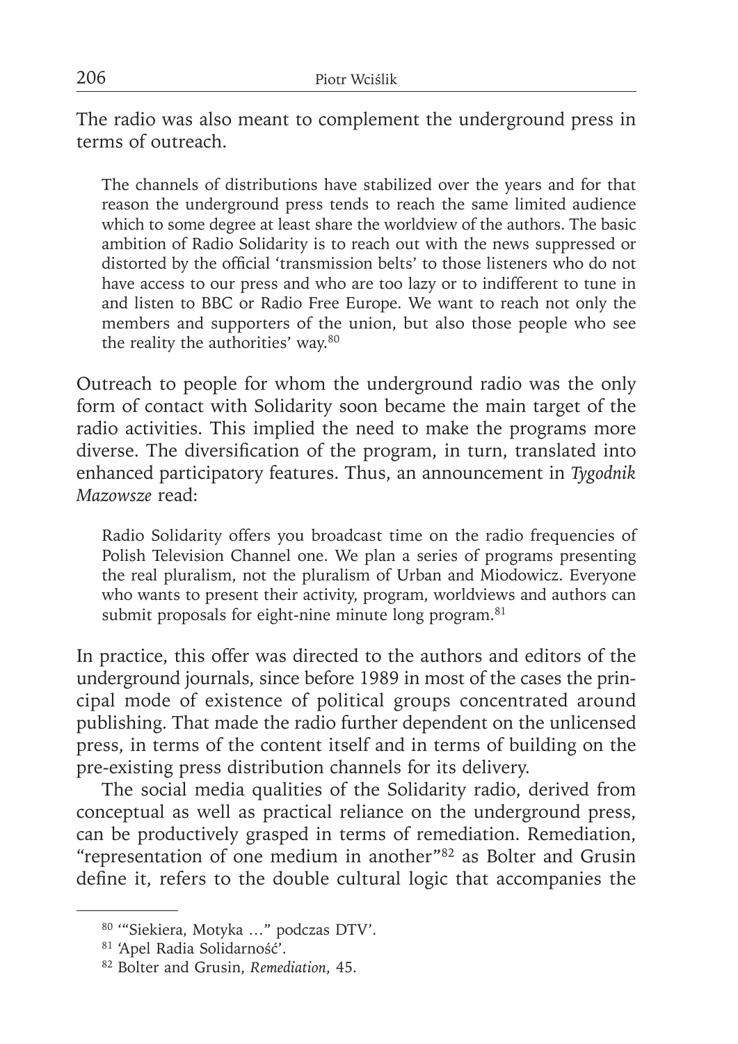The radio was also meant to complement the underground press in terms of outreach.

> The channels of distributions have stabilized over the years and for that reason the underground press tends to reach the same limited audience which to some degree at least share the worldview of the authors. The basic ambition of Radio Solidarity is to reach out with the news suppressed or distorted by the official 'transmission belts' to those listeners who do not have access to our press and who are too lazy or to indifferent to tune in and listen to BBC or Radio Free Europe. We want to reach not only the members and supporters of the union, but also those people who see the reality the authorities' way.[80]

Outreach to people for whom the underground radio was the only form of contact with Solidarity soon became the main target of the radio activities. This implied the need to make the programs more diverse. The diversification of the program, in turn, translated into enhanced participatory features. Thus, an announcement in *Tygodnik Mazowsze* read:

> Radio Solidarity offers you broadcast time on the radio frequencies of Polish Television Channel one. We plan a series of programs presenting the real pluralism, not the pluralism of Urban and Miodowicz. Everyone who wants to present their activity, program, worldviews and authors can submit proposals for eight-nine minute long program.[81]

In practice, this offer was directed to the authors and editors of the underground journals, since before 1989 in most of the cases the principal mode of existence of political groups concentrated around publishing. That made the radio further dependent on the unlicensed press, in terms of the content itself and in terms of building on the pre-existing press distribution channels for its delivery.

The social media qualities of the Solidarity radio, derived from conceptual as well as practical reliance on the underground press, can be productively grasped in terms of remediation. Remediation, "representation of one medium in another"[82] as Bolter and Grusin define it, refers to the double cultural logic that accompanies the

---

[80] '"Siekiera, Motyka …" podczas DTV'.

[81] 'Apel Radia Solidarność'.

[82] Bolter and Grusin, *Remediation*, 45.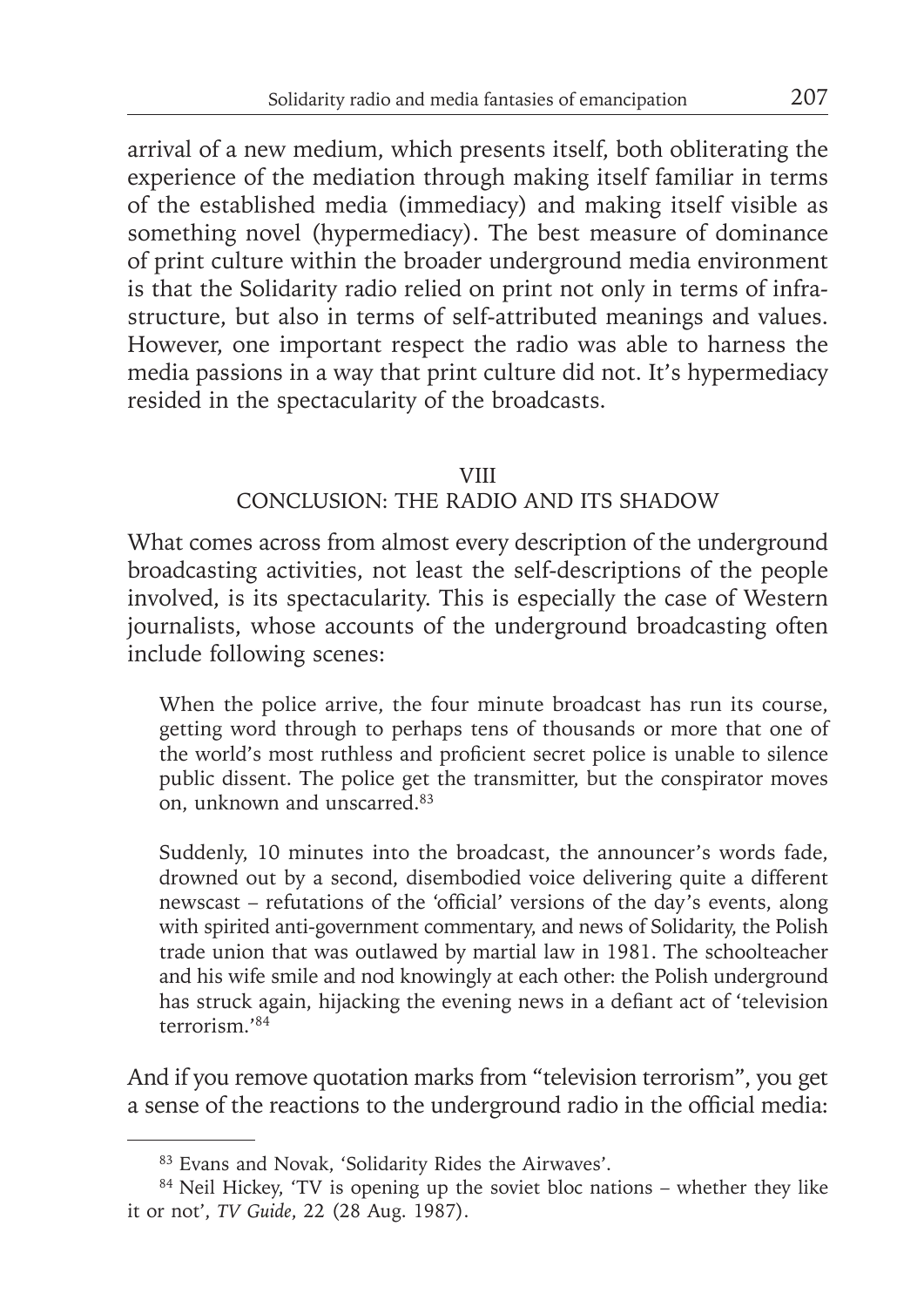arrival of a new medium, which presents itself, both obliterating the experience of the mediation through making itself familiar in terms of the established media (immediacy) and making itself visible as something novel (hypermediacy). The best measure of dominance of print culture within the broader underground media environment is that the Solidarity radio relied on print not only in terms of infrastructure, but also in terms of self-attributed meanings and values. However, one important respect the radio was able to harness the media passions in a way that print culture did not. It's hypermediacy resided in the spectacularity of the broadcasts.

## VIII
## CONCLUSION: THE RADIO AND ITS SHADOW

What comes across from almost every description of the underground broadcasting activities, not least the self-descriptions of the people involved, is its spectacularity. This is especially the case of Western journalists, whose accounts of the underground broadcasting often include following scenes:

> When the police arrive, the four minute broadcast has run its course, getting word through to perhaps tens of thousands or more that one of the world's most ruthless and proficient secret police is unable to silence public dissent. The police get the transmitter, but the conspirator moves on, unknown and unscarred.[83]

> Suddenly, 10 minutes into the broadcast, the announcer's words fade, drowned out by a second, disembodied voice delivering quite a different newscast – refutations of the 'official' versions of the day's events, along with spirited anti-government commentary, and news of Solidarity, the Polish trade union that was outlawed by martial law in 1981. The schoolteacher and his wife smile and nod knowingly at each other: the Polish underground has struck again, hijacking the evening news in a defiant act of 'television terrorism.'[84]

And if you remove quotation marks from "television terrorism", you get a sense of the reactions to the underground radio in the official media:

---

[83] Evans and Novak, 'Solidarity Rides the Airwaves'.

[84] Neil Hickey, 'TV is opening up the soviet bloc nations – whether they like it or not', *TV Guide*, 22 (28 Aug. 1987).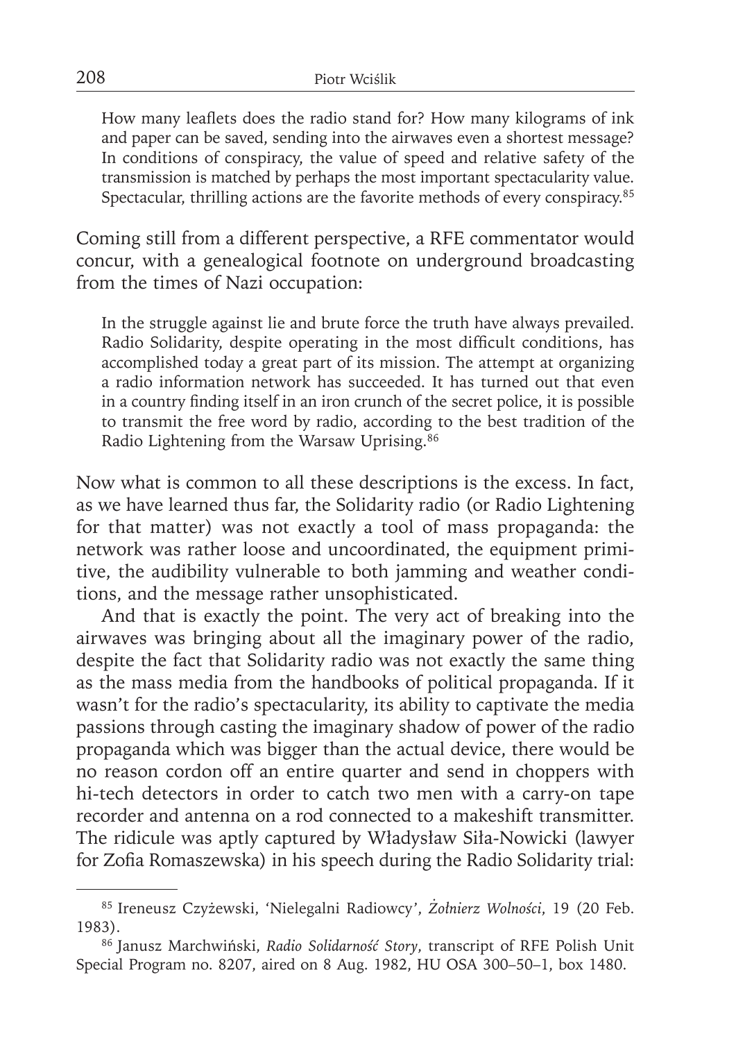> How many leaflets does the radio stand for? How many kilograms of ink and paper can be saved, sending into the airwaves even a shortest message? In conditions of conspiracy, the value of speed and relative safety of the transmission is matched by perhaps the most important spectacularity value. Spectacular, thrilling actions are the favorite methods of every conspiracy.[85]

Coming still from a different perspective, a RFE commentator would concur, with a genealogical footnote on underground broadcasting from the times of Nazi occupation:

> In the struggle against lie and brute force the truth have always prevailed. Radio Solidarity, despite operating in the most difficult conditions, has accomplished today a great part of its mission. The attempt at organizing a radio information network has succeeded. It has turned out that even in a country finding itself in an iron crunch of the secret police, it is possible to transmit the free word by radio, according to the best tradition of the Radio Lightening from the Warsaw Uprising.[86]

Now what is common to all these descriptions is the excess. In fact, as we have learned thus far, the Solidarity radio (or Radio Lightening for that matter) was not exactly a tool of mass propaganda: the network was rather loose and uncoordinated, the equipment primitive, the audibility vulnerable to both jamming and weather conditions, and the message rather unsophisticated.

And that is exactly the point. The very act of breaking into the airwaves was bringing about all the imaginary power of the radio, despite the fact that Solidarity radio was not exactly the same thing as the mass media from the handbooks of political propaganda. If it wasn't for the radio's spectacularity, its ability to captivate the media passions through casting the imaginary shadow of power of the radio propaganda which was bigger than the actual device, there would be no reason cordon off an entire quarter and send in choppers with hi-tech detectors in order to catch two men with a carry-on tape recorder and antenna on a rod connected to a makeshift transmitter. The ridicule was aptly captured by Władysław Siła-Nowicki (lawyer for Zofia Romaszewska) in his speech during the Radio Solidarity trial:

---

[85] Ireneusz Czyżewski, 'Nielegalni Radiowcy', *Żołnierz Wolności*, 19 (20 Feb. 1983).

[86] Janusz Marchwiński, *Radio Solidarność Story*, transcript of RFE Polish Unit Special Program no. 8207, aired on 8 Aug. 1982, HU OSA 300–50–1, box 1480.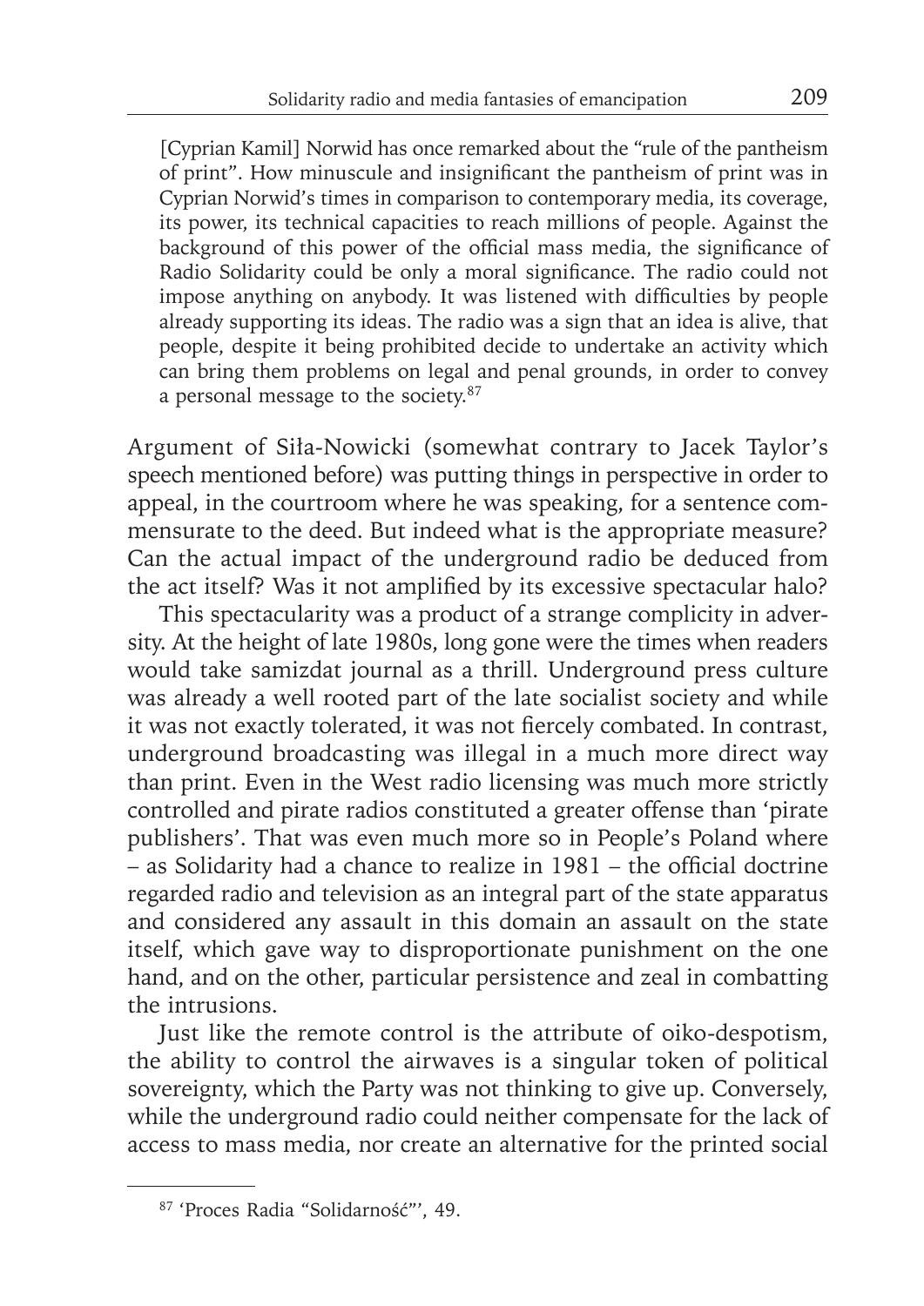> [Cyprian Kamil] Norwid has once remarked about the "rule of the pantheism of print". How minuscule and insignificant the pantheism of print was in Cyprian Norwid's times in comparison to contemporary media, its coverage, its power, its technical capacities to reach millions of people. Against the background of this power of the official mass media, the significance of Radio Solidarity could be only a moral significance. The radio could not impose anything on anybody. It was listened with difficulties by people already supporting its ideas. The radio was a sign that an idea is alive, that people, despite it being prohibited decide to undertake an activity which can bring them problems on legal and penal grounds, in order to convey a personal message to the society.[87]

Argument of Siła-Nowicki (somewhat contrary to Jacek Taylor's speech mentioned before) was putting things in perspective in order to appeal, in the courtroom where he was speaking, for a sentence commensurate to the deed. But indeed what is the appropriate measure? Can the actual impact of the underground radio be deduced from the act itself? Was it not amplified by its excessive spectacular halo?

This spectacularity was a product of a strange complicity in adversity. At the height of late 1980s, long gone were the times when readers would take samizdat journal as a thrill. Underground press culture was already a well rooted part of the late socialist society and while it was not exactly tolerated, it was not fiercely combated. In contrast, underground broadcasting was illegal in a much more direct way than print. Even in the West radio licensing was much more strictly controlled and pirate radios constituted a greater offense than 'pirate publishers'. That was even much more so in People's Poland where – as Solidarity had a chance to realize in 1981 – the official doctrine regarded radio and television as an integral part of the state apparatus and considered any assault in this domain an assault on the state itself, which gave way to disproportionate punishment on the one hand, and on the other, particular persistence and zeal in combatting the intrusions.

Just like the remote control is the attribute of oiko-despotism, the ability to control the airwaves is a singular token of political sovereignty, which the Party was not thinking to give up. Conversely, while the underground radio could neither compensate for the lack of access to mass media, nor create an alternative for the printed social

---

[87] 'Proces Radia "Solidarność"', 49.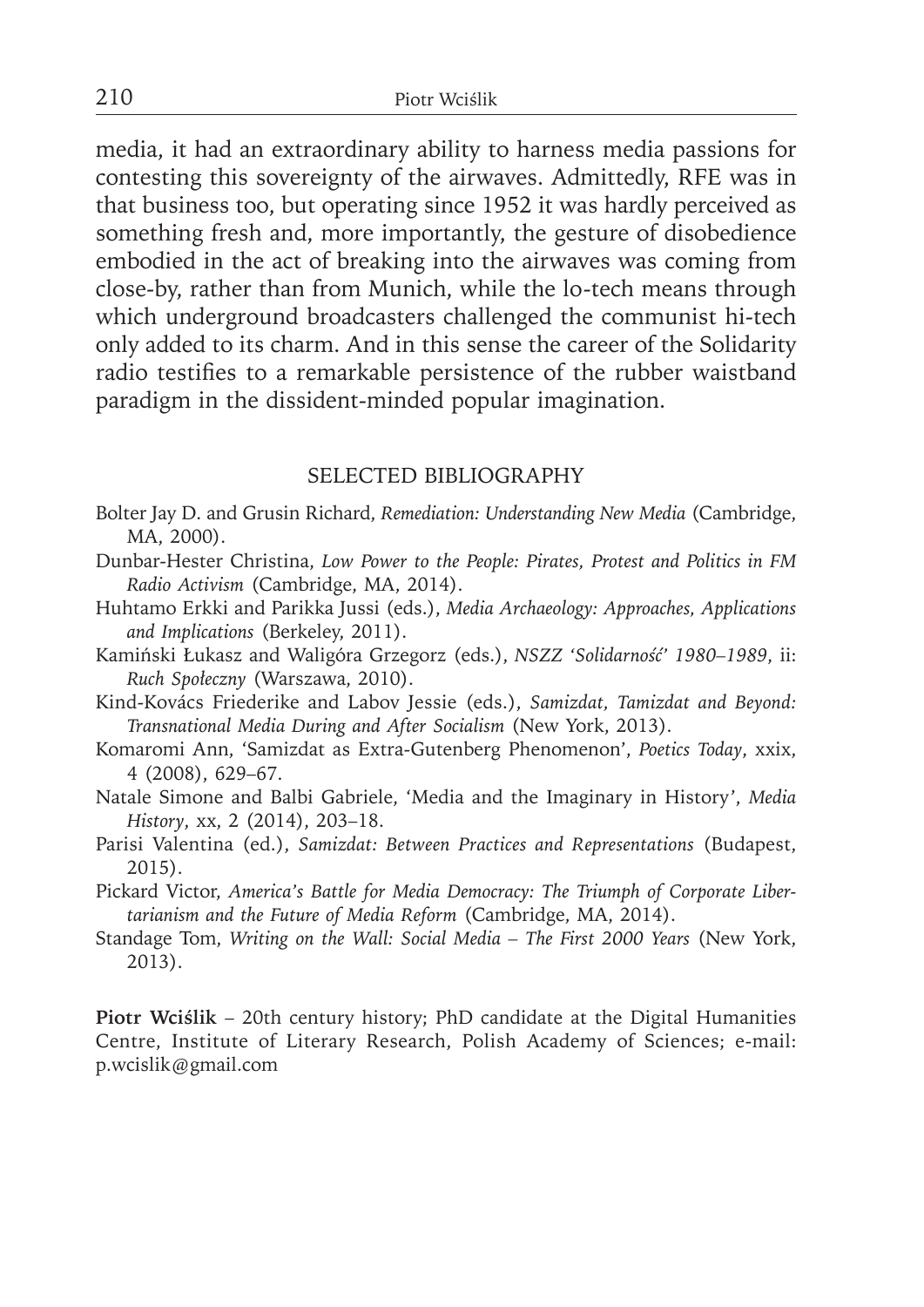media, it had an extraordinary ability to harness media passions for contesting this sovereignty of the airwaves. Admittedly, RFE was in that business too, but operating since 1952 it was hardly perceived as something fresh and, more importantly, the gesture of disobedience embodied in the act of breaking into the airwaves was coming from close-by, rather than from Munich, while the lo-tech means through which underground broadcasters challenged the communist hi-tech only added to its charm. And in this sense the career of the Solidarity radio testifies to a remarkable persistence of the rubber waistband paradigm in the dissident-minded popular imagination.

## SELECTED BIBLIOGRAPHY

Bolter Jay D. and Grusin Richard, *Remediation: Understanding New Media* (Cambridge, MA, 2000).

Dunbar-Hester Christina, *Low Power to the People: Pirates, Protest and Politics in FM Radio Activism* (Cambridge, MA, 2014).

Huhtamo Erkki and Parikka Jussi (eds.), *Media Archaeology: Approaches, Applications and Implications* (Berkeley, 2011).

Kamiński Łukasz and Waligóra Grzegorz (eds.), *NSZZ 'Solidarność' 1980–1989*, ii: *Ruch Społeczny* (Warszawa, 2010).

Kind-Kovács Friederike and Labov Jessie (eds.), *Samizdat, Tamizdat and Beyond: Transnational Media During and After Socialism* (New York, 2013).

Komaromi Ann, 'Samizdat as Extra-Gutenberg Phenomenon', *Poetics Today*, xxix, 4 (2008), 629–67.

Natale Simone and Balbi Gabriele, 'Media and the Imaginary in History', *Media History*, xx, 2 (2014), 203–18.

Parisi Valentina (ed.), *Samizdat: Between Practices and Representations* (Budapest, 2015).

Pickard Victor, *America's Battle for Media Democracy: The Triumph of Corporate Libertarianism and the Future of Media Reform* (Cambridge, MA, 2014).

Standage Tom, *Writing on the Wall: Social Media – The First 2000 Years* (New York, 2013).

**Piotr Wciślik** – 20th century history; PhD candidate at the Digital Humanities Centre, Institute of Literary Research, Polish Academy of Sciences; e-mail: p.wcislik@gmail.com